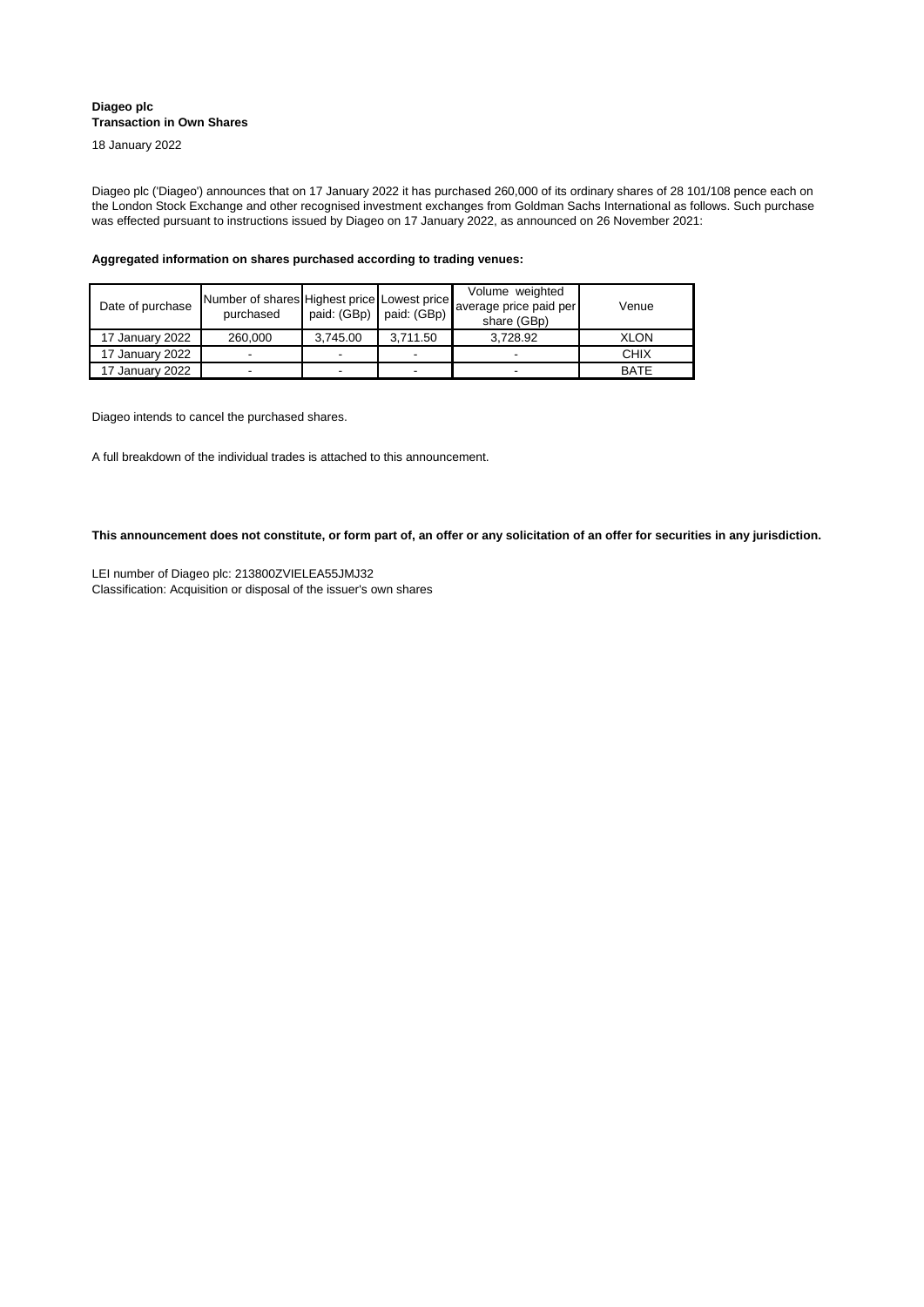**Diageo plc**
**Transaction in Own Shares**

18 January 2022

Diageo plc ('Diageo') announces that on 17 January 2022 it has purchased 260,000 of its ordinary shares of 28 101/108 pence each on the London Stock Exchange and other recognised investment exchanges from Goldman Sachs International as follows. Such purchase was effected pursuant to instructions issued by Diageo on 17 January 2022, as announced on 26 November 2021:

**Aggregated information on shares purchased according to trading venues:**

| Date of purchase | Number of shares purchased | Highest price paid: (GBp) | Lowest price paid: (GBp) | Volume weighted average price paid per share (GBp) | Venue |
|---|---|---|---|---|---|
| 17 January 2022 | 260,000 | 3,745.00 | 3,711.50 | 3,728.92 | XLON |
| 17 January 2022 | - | - | - | - | CHIX |
| 17 January 2022 | - | - | - | - | BATE |

Diageo intends to cancel the purchased shares.

A full breakdown of the individual trades is attached to this announcement.

**This announcement does not constitute, or form part of, an offer or any solicitation of an offer for securities in any jurisdiction.**

LEI number of Diageo plc: 213800ZVIELEA55JMJ32
Classification: Acquisition or disposal of the issuer's own shares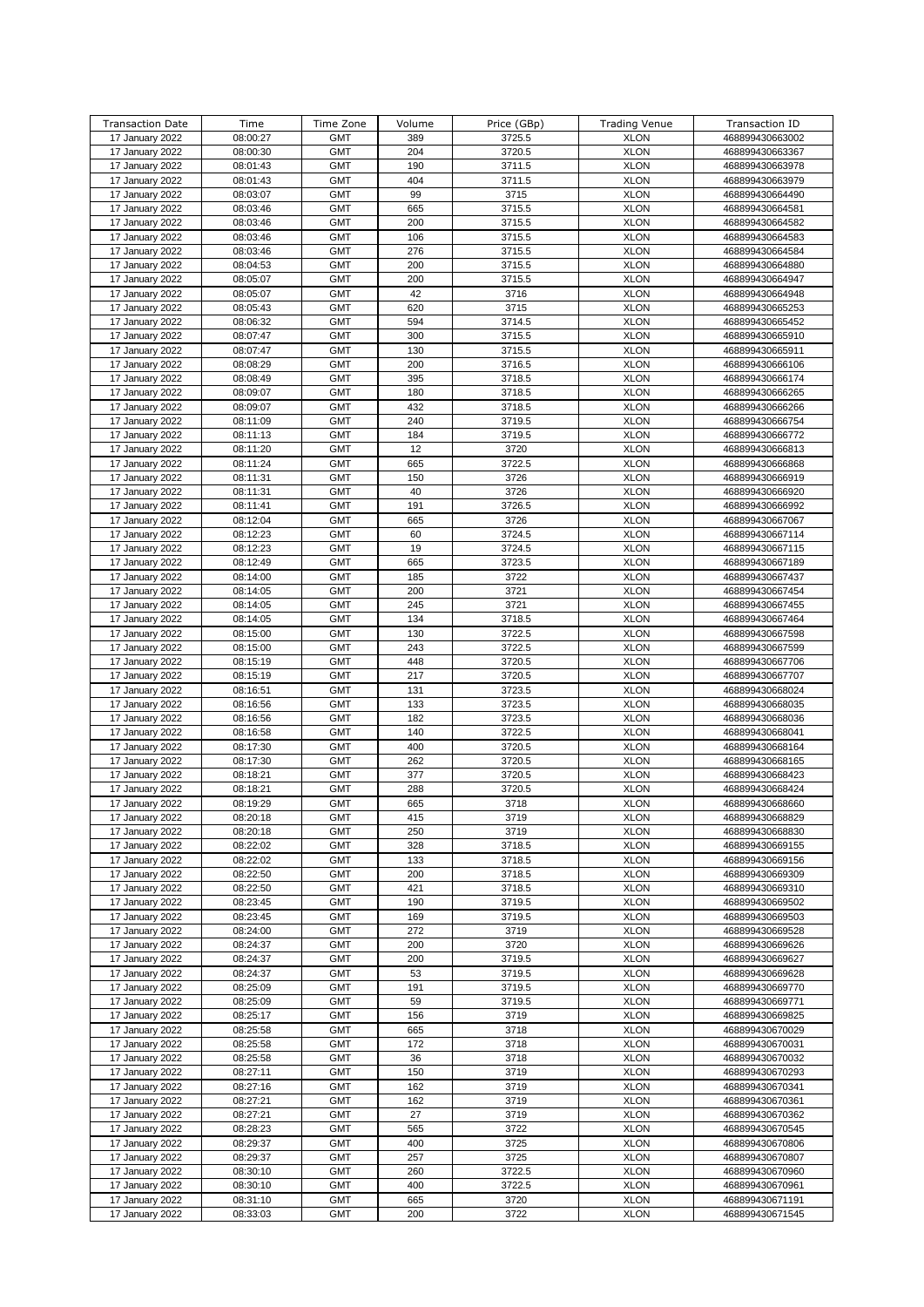| Transaction Date | Time | Time Zone | Volume | Price (GBp) | Trading Venue | Transaction ID |
|---|---|---|---|---|---|---|
| 17 January 2022 | 08:00:27 | GMT | 389 | 3725.5 | XLON | 468899430663002 |
| 17 January 2022 | 08:00:30 | GMT | 204 | 3720.5 | XLON | 468899430663367 |
| 17 January 2022 | 08:01:43 | GMT | 190 | 3711.5 | XLON | 468899430663978 |
| 17 January 2022 | 08:01:43 | GMT | 404 | 3711.5 | XLON | 468899430663979 |
| 17 January 2022 | 08:03:07 | GMT | 99 | 3715 | XLON | 468899430664490 |
| 17 January 2022 | 08:03:46 | GMT | 665 | 3715.5 | XLON | 468899430664581 |
| 17 January 2022 | 08:03:46 | GMT | 200 | 3715.5 | XLON | 468899430664582 |
| 17 January 2022 | 08:03:46 | GMT | 106 | 3715.5 | XLON | 468899430664583 |
| 17 January 2022 | 08:03:46 | GMT | 276 | 3715.5 | XLON | 468899430664584 |
| 17 January 2022 | 08:04:53 | GMT | 200 | 3715.5 | XLON | 468899430664880 |
| 17 January 2022 | 08:05:07 | GMT | 200 | 3715.5 | XLON | 468899430664947 |
| 17 January 2022 | 08:05:07 | GMT | 42 | 3716 | XLON | 468899430664948 |
| 17 January 2022 | 08:05:43 | GMT | 620 | 3715 | XLON | 468899430665253 |
| 17 January 2022 | 08:06:32 | GMT | 594 | 3714.5 | XLON | 468899430665452 |
| 17 January 2022 | 08:07:47 | GMT | 300 | 3715.5 | XLON | 468899430665910 |
| 17 January 2022 | 08:07:47 | GMT | 130 | 3715.5 | XLON | 468899430665911 |
| 17 January 2022 | 08:08:29 | GMT | 200 | 3716.5 | XLON | 468899430666106 |
| 17 January 2022 | 08:08:49 | GMT | 395 | 3718.5 | XLON | 468899430666174 |
| 17 January 2022 | 08:09:07 | GMT | 180 | 3718.5 | XLON | 468899430666265 |
| 17 January 2022 | 08:09:07 | GMT | 432 | 3718.5 | XLON | 468899430666266 |
| 17 January 2022 | 08:11:09 | GMT | 240 | 3719.5 | XLON | 468899430666754 |
| 17 January 2022 | 08:11:13 | GMT | 184 | 3719.5 | XLON | 468899430666772 |
| 17 January 2022 | 08:11:20 | GMT | 12 | 3720 | XLON | 468899430666813 |
| 17 January 2022 | 08:11:24 | GMT | 665 | 3722.5 | XLON | 468899430666868 |
| 17 January 2022 | 08:11:31 | GMT | 150 | 3726 | XLON | 468899430666919 |
| 17 January 2022 | 08:11:31 | GMT | 40 | 3726 | XLON | 468899430666920 |
| 17 January 2022 | 08:11:41 | GMT | 191 | 3726.5 | XLON | 468899430666992 |
| 17 January 2022 | 08:12:04 | GMT | 665 | 3726 | XLON | 468899430667067 |
| 17 January 2022 | 08:12:23 | GMT | 60 | 3724.5 | XLON | 468899430667114 |
| 17 January 2022 | 08:12:23 | GMT | 19 | 3724.5 | XLON | 468899430667115 |
| 17 January 2022 | 08:12:49 | GMT | 665 | 3723.5 | XLON | 468899430667189 |
| 17 January 2022 | 08:14:00 | GMT | 185 | 3722 | XLON | 468899430667437 |
| 17 January 2022 | 08:14:05 | GMT | 200 | 3721 | XLON | 468899430667454 |
| 17 January 2022 | 08:14:05 | GMT | 245 | 3721 | XLON | 468899430667455 |
| 17 January 2022 | 08:14:05 | GMT | 134 | 3718.5 | XLON | 468899430667464 |
| 17 January 2022 | 08:15:00 | GMT | 130 | 3722.5 | XLON | 468899430667598 |
| 17 January 2022 | 08:15:00 | GMT | 243 | 3722.5 | XLON | 468899430667599 |
| 17 January 2022 | 08:15:19 | GMT | 448 | 3720.5 | XLON | 468899430667706 |
| 17 January 2022 | 08:15:19 | GMT | 217 | 3720.5 | XLON | 468899430667707 |
| 17 January 2022 | 08:16:51 | GMT | 131 | 3723.5 | XLON | 468899430668024 |
| 17 January 2022 | 08:16:56 | GMT | 133 | 3723.5 | XLON | 468899430668035 |
| 17 January 2022 | 08:16:56 | GMT | 182 | 3723.5 | XLON | 468899430668036 |
| 17 January 2022 | 08:16:58 | GMT | 140 | 3722.5 | XLON | 468899430668041 |
| 17 January 2022 | 08:17:30 | GMT | 400 | 3720.5 | XLON | 468899430668164 |
| 17 January 2022 | 08:17:30 | GMT | 262 | 3720.5 | XLON | 468899430668165 |
| 17 January 2022 | 08:18:21 | GMT | 377 | 3720.5 | XLON | 468899430668423 |
| 17 January 2022 | 08:18:21 | GMT | 288 | 3720.5 | XLON | 468899430668424 |
| 17 January 2022 | 08:19:29 | GMT | 665 | 3718 | XLON | 468899430668660 |
| 17 January 2022 | 08:20:18 | GMT | 415 | 3719 | XLON | 468899430668829 |
| 17 January 2022 | 08:20:18 | GMT | 250 | 3719 | XLON | 468899430668830 |
| 17 January 2022 | 08:22:02 | GMT | 328 | 3718.5 | XLON | 468899430669155 |
| 17 January 2022 | 08:22:02 | GMT | 133 | 3718.5 | XLON | 468899430669156 |
| 17 January 2022 | 08:22:50 | GMT | 200 | 3718.5 | XLON | 468899430669309 |
| 17 January 2022 | 08:22:50 | GMT | 421 | 3718.5 | XLON | 468899430669310 |
| 17 January 2022 | 08:23:45 | GMT | 190 | 3719.5 | XLON | 468899430669502 |
| 17 January 2022 | 08:23:45 | GMT | 169 | 3719.5 | XLON | 468899430669503 |
| 17 January 2022 | 08:24:00 | GMT | 272 | 3719 | XLON | 468899430669528 |
| 17 January 2022 | 08:24:37 | GMT | 200 | 3720 | XLON | 468899430669626 |
| 17 January 2022 | 08:24:37 | GMT | 200 | 3719.5 | XLON | 468899430669627 |
| 17 January 2022 | 08:24:37 | GMT | 53 | 3719.5 | XLON | 468899430669628 |
| 17 January 2022 | 08:25:09 | GMT | 191 | 3719.5 | XLON | 468899430669770 |
| 17 January 2022 | 08:25:09 | GMT | 59 | 3719.5 | XLON | 468899430669771 |
| 17 January 2022 | 08:25:17 | GMT | 156 | 3719 | XLON | 468899430669825 |
| 17 January 2022 | 08:25:58 | GMT | 665 | 3718 | XLON | 468899430670029 |
| 17 January 2022 | 08:25:58 | GMT | 172 | 3718 | XLON | 468899430670031 |
| 17 January 2022 | 08:25:58 | GMT | 36 | 3718 | XLON | 468899430670032 |
| 17 January 2022 | 08:27:11 | GMT | 150 | 3719 | XLON | 468899430670293 |
| 17 January 2022 | 08:27:16 | GMT | 162 | 3719 | XLON | 468899430670341 |
| 17 January 2022 | 08:27:21 | GMT | 162 | 3719 | XLON | 468899430670361 |
| 17 January 2022 | 08:27:21 | GMT | 27 | 3719 | XLON | 468899430670362 |
| 17 January 2022 | 08:28:23 | GMT | 565 | 3722 | XLON | 468899430670545 |
| 17 January 2022 | 08:29:37 | GMT | 400 | 3725 | XLON | 468899430670806 |
| 17 January 2022 | 08:29:37 | GMT | 257 | 3725 | XLON | 468899430670807 |
| 17 January 2022 | 08:30:10 | GMT | 260 | 3722.5 | XLON | 468899430670960 |
| 17 January 2022 | 08:30:10 | GMT | 400 | 3722.5 | XLON | 468899430670961 |
| 17 January 2022 | 08:31:10 | GMT | 665 | 3720 | XLON | 468899430671191 |
| 17 January 2022 | 08:33:03 | GMT | 200 | 3722 | XLON | 468899430671545 |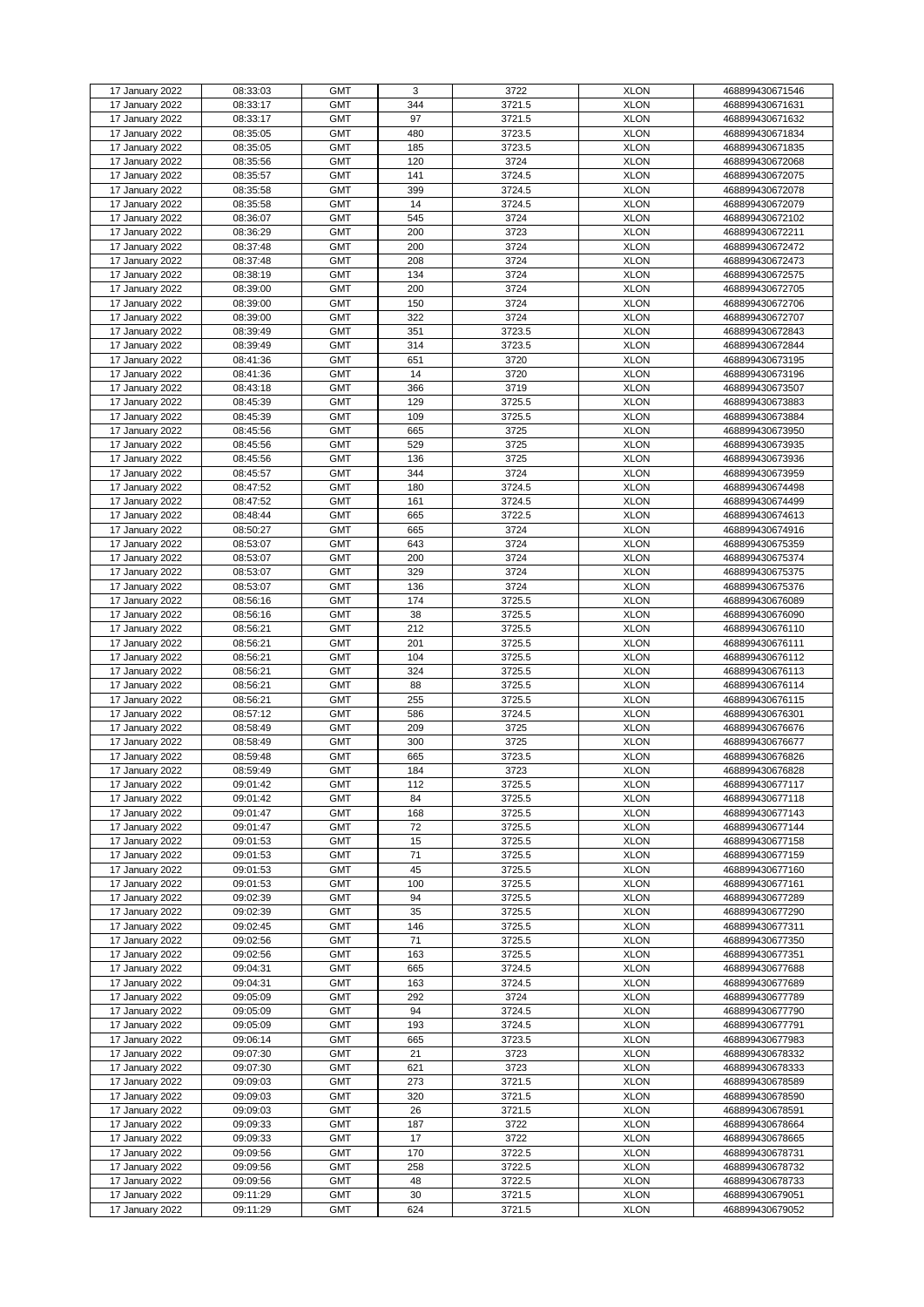| 17 January 2022 | 08:33:03 | GMT | 3 | 3722 | XLON | 468899430671546 |
|---|---|---|---|---|---|---|
| 17 January 2022 | 08:33:17 | GMT | 344 | 3721.5 | XLON | 468899430671631 |
| 17 January 2022 | 08:33:17 | GMT | 97 | 3721.5 | XLON | 468899430671632 |
| 17 January 2022 | 08:35:05 | GMT | 480 | 3723.5 | XLON | 468899430671834 |
| 17 January 2022 | 08:35:05 | GMT | 185 | 3723.5 | XLON | 468899430671835 |
| 17 January 2022 | 08:35:56 | GMT | 120 | 3724 | XLON | 468899430672068 |
| 17 January 2022 | 08:35:57 | GMT | 141 | 3724.5 | XLON | 468899430672075 |
| 17 January 2022 | 08:35:58 | GMT | 399 | 3724.5 | XLON | 468899430672078 |
| 17 January 2022 | 08:35:58 | GMT | 14 | 3724.5 | XLON | 468899430672079 |
| 17 January 2022 | 08:36:07 | GMT | 545 | 3724 | XLON | 468899430672102 |
| 17 January 2022 | 08:36:29 | GMT | 200 | 3723 | XLON | 468899430672211 |
| 17 January 2022 | 08:37:48 | GMT | 200 | 3724 | XLON | 468899430672472 |
| 17 January 2022 | 08:37:48 | GMT | 208 | 3724 | XLON | 468899430672473 |
| 17 January 2022 | 08:38:19 | GMT | 134 | 3724 | XLON | 468899430672575 |
| 17 January 2022 | 08:39:00 | GMT | 200 | 3724 | XLON | 468899430672705 |
| 17 January 2022 | 08:39:00 | GMT | 150 | 3724 | XLON | 468899430672706 |
| 17 January 2022 | 08:39:00 | GMT | 322 | 3724 | XLON | 468899430672707 |
| 17 January 2022 | 08:39:49 | GMT | 351 | 3723.5 | XLON | 468899430672843 |
| 17 January 2022 | 08:39:49 | GMT | 314 | 3723.5 | XLON | 468899430672844 |
| 17 January 2022 | 08:41:36 | GMT | 651 | 3720 | XLON | 468899430673195 |
| 17 January 2022 | 08:41:36 | GMT | 14 | 3720 | XLON | 468899430673196 |
| 17 January 2022 | 08:43:18 | GMT | 366 | 3719 | XLON | 468899430673507 |
| 17 January 2022 | 08:45:39 | GMT | 129 | 3725.5 | XLON | 468899430673883 |
| 17 January 2022 | 08:45:39 | GMT | 109 | 3725.5 | XLON | 468899430673884 |
| 17 January 2022 | 08:45:56 | GMT | 665 | 3725 | XLON | 468899430673950 |
| 17 January 2022 | 08:45:56 | GMT | 529 | 3725 | XLON | 468899430673935 |
| 17 January 2022 | 08:45:56 | GMT | 136 | 3725 | XLON | 468899430673936 |
| 17 January 2022 | 08:45:57 | GMT | 344 | 3724 | XLON | 468899430673959 |
| 17 January 2022 | 08:47:52 | GMT | 180 | 3724.5 | XLON | 468899430674498 |
| 17 January 2022 | 08:47:52 | GMT | 161 | 3724.5 | XLON | 468899430674499 |
| 17 January 2022 | 08:48:44 | GMT | 665 | 3722.5 | XLON | 468899430674613 |
| 17 January 2022 | 08:50:27 | GMT | 665 | 3724 | XLON | 468899430674916 |
| 17 January 2022 | 08:53:07 | GMT | 643 | 3724 | XLON | 468899430675359 |
| 17 January 2022 | 08:53:07 | GMT | 200 | 3724 | XLON | 468899430675374 |
| 17 January 2022 | 08:53:07 | GMT | 329 | 3724 | XLON | 468899430675375 |
| 17 January 2022 | 08:53:07 | GMT | 136 | 3724 | XLON | 468899430675376 |
| 17 January 2022 | 08:56:16 | GMT | 174 | 3725.5 | XLON | 468899430676089 |
| 17 January 2022 | 08:56:16 | GMT | 38 | 3725.5 | XLON | 468899430676090 |
| 17 January 2022 | 08:56:21 | GMT | 212 | 3725.5 | XLON | 468899430676110 |
| 17 January 2022 | 08:56:21 | GMT | 201 | 3725.5 | XLON | 468899430676111 |
| 17 January 2022 | 08:56:21 | GMT | 104 | 3725.5 | XLON | 468899430676112 |
| 17 January 2022 | 08:56:21 | GMT | 324 | 3725.5 | XLON | 468899430676113 |
| 17 January 2022 | 08:56:21 | GMT | 88 | 3725.5 | XLON | 468899430676114 |
| 17 January 2022 | 08:56:21 | GMT | 255 | 3725.5 | XLON | 468899430676115 |
| 17 January 2022 | 08:57:12 | GMT | 586 | 3724.5 | XLON | 468899430676301 |
| 17 January 2022 | 08:58:49 | GMT | 209 | 3725 | XLON | 468899430676676 |
| 17 January 2022 | 08:58:49 | GMT | 300 | 3725 | XLON | 468899430676677 |
| 17 January 2022 | 08:59:48 | GMT | 665 | 3723.5 | XLON | 468899430676826 |
| 17 January 2022 | 08:59:49 | GMT | 184 | 3723 | XLON | 468899430676828 |
| 17 January 2022 | 09:01:42 | GMT | 112 | 3725.5 | XLON | 468899430677117 |
| 17 January 2022 | 09:01:42 | GMT | 84 | 3725.5 | XLON | 468899430677118 |
| 17 January 2022 | 09:01:47 | GMT | 168 | 3725.5 | XLON | 468899430677143 |
| 17 January 2022 | 09:01:47 | GMT | 72 | 3725.5 | XLON | 468899430677144 |
| 17 January 2022 | 09:01:53 | GMT | 15 | 3725.5 | XLON | 468899430677158 |
| 17 January 2022 | 09:01:53 | GMT | 71 | 3725.5 | XLON | 468899430677159 |
| 17 January 2022 | 09:01:53 | GMT | 45 | 3725.5 | XLON | 468899430677160 |
| 17 January 2022 | 09:01:53 | GMT | 100 | 3725.5 | XLON | 468899430677161 |
| 17 January 2022 | 09:02:39 | GMT | 94 | 3725.5 | XLON | 468899430677289 |
| 17 January 2022 | 09:02:39 | GMT | 35 | 3725.5 | XLON | 468899430677290 |
| 17 January 2022 | 09:02:45 | GMT | 146 | 3725.5 | XLON | 468899430677311 |
| 17 January 2022 | 09:02:56 | GMT | 71 | 3725.5 | XLON | 468899430677350 |
| 17 January 2022 | 09:02:56 | GMT | 163 | 3725.5 | XLON | 468899430677351 |
| 17 January 2022 | 09:04:31 | GMT | 665 | 3724.5 | XLON | 468899430677688 |
| 17 January 2022 | 09:04:31 | GMT | 163 | 3724.5 | XLON | 468899430677689 |
| 17 January 2022 | 09:05:09 | GMT | 292 | 3724 | XLON | 468899430677789 |
| 17 January 2022 | 09:05:09 | GMT | 94 | 3724.5 | XLON | 468899430677790 |
| 17 January 2022 | 09:05:09 | GMT | 193 | 3724.5 | XLON | 468899430677791 |
| 17 January 2022 | 09:06:14 | GMT | 665 | 3723.5 | XLON | 468899430677983 |
| 17 January 2022 | 09:07:30 | GMT | 21 | 3723 | XLON | 468899430678332 |
| 17 January 2022 | 09:07:30 | GMT | 621 | 3723 | XLON | 468899430678333 |
| 17 January 2022 | 09:09:03 | GMT | 273 | 3721.5 | XLON | 468899430678589 |
| 17 January 2022 | 09:09:03 | GMT | 320 | 3721.5 | XLON | 468899430678590 |
| 17 January 2022 | 09:09:03 | GMT | 26 | 3721.5 | XLON | 468899430678591 |
| 17 January 2022 | 09:09:33 | GMT | 187 | 3722 | XLON | 468899430678664 |
| 17 January 2022 | 09:09:33 | GMT | 17 | 3722 | XLON | 468899430678665 |
| 17 January 2022 | 09:09:56 | GMT | 170 | 3722.5 | XLON | 468899430678731 |
| 17 January 2022 | 09:09:56 | GMT | 258 | 3722.5 | XLON | 468899430678732 |
| 17 January 2022 | 09:09:56 | GMT | 48 | 3722.5 | XLON | 468899430678733 |
| 17 January 2022 | 09:11:29 | GMT | 30 | 3721.5 | XLON | 468899430679051 |
| 17 January 2022 | 09:11:29 | GMT | 624 | 3721.5 | XLON | 468899430679052 |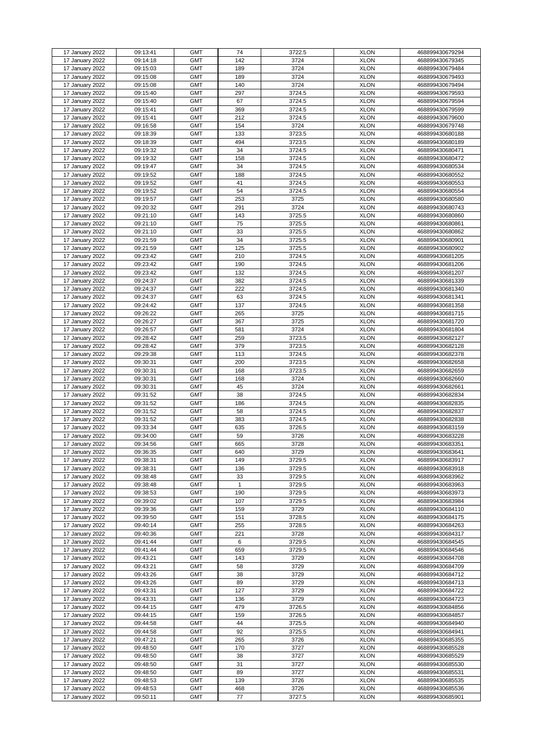| 17 January 2022 | 09:13:41 | GMT | 74 | 3722.5 | XLON | 468899430679294 |
|---|---|---|---|---|---|---|
| 17 January 2022 | 09:14:18 | GMT | 142 | 3724 | XLON | 468899430679345 |
| 17 January 2022 | 09:15:03 | GMT | 189 | 3724 | XLON | 468899430679484 |
| 17 January 2022 | 09:15:08 | GMT | 189 | 3724 | XLON | 468899430679493 |
| 17 January 2022 | 09:15:08 | GMT | 140 | 3724 | XLON | 468899430679494 |
| 17 January 2022 | 09:15:40 | GMT | 297 | 3724.5 | XLON | 468899430679593 |
| 17 January 2022 | 09:15:40 | GMT | 67 | 3724.5 | XLON | 468899430679594 |
| 17 January 2022 | 09:15:41 | GMT | 369 | 3724.5 | XLON | 468899430679599 |
| 17 January 2022 | 09:15:41 | GMT | 212 | 3724.5 | XLON | 468899430679600 |
| 17 January 2022 | 09:16:58 | GMT | 154 | 3724 | XLON | 468899430679748 |
| 17 January 2022 | 09:18:39 | GMT | 133 | 3723.5 | XLON | 468899430680188 |
| 17 January 2022 | 09:18:39 | GMT | 494 | 3723.5 | XLON | 468899430680189 |
| 17 January 2022 | 09:19:32 | GMT | 34 | 3724.5 | XLON | 468899430680471 |
| 17 January 2022 | 09:19:32 | GMT | 158 | 3724.5 | XLON | 468899430680472 |
| 17 January 2022 | 09:19:47 | GMT | 34 | 3724.5 | XLON | 468899430680534 |
| 17 January 2022 | 09:19:52 | GMT | 188 | 3724.5 | XLON | 468899430680552 |
| 17 January 2022 | 09:19:52 | GMT | 41 | 3724.5 | XLON | 468899430680553 |
| 17 January 2022 | 09:19:52 | GMT | 54 | 3724.5 | XLON | 468899430680554 |
| 17 January 2022 | 09:19:57 | GMT | 253 | 3725 | XLON | 468899430680580 |
| 17 January 2022 | 09:20:32 | GMT | 291 | 3724 | XLON | 468899430680743 |
| 17 January 2022 | 09:21:10 | GMT | 143 | 3725.5 | XLON | 468899430680860 |
| 17 January 2022 | 09:21:10 | GMT | 75 | 3725.5 | XLON | 468899430680861 |
| 17 January 2022 | 09:21:10 | GMT | 33 | 3725.5 | XLON | 468899430680862 |
| 17 January 2022 | 09:21:59 | GMT | 34 | 3725.5 | XLON | 468899430680901 |
| 17 January 2022 | 09:21:59 | GMT | 125 | 3725.5 | XLON | 468899430680902 |
| 17 January 2022 | 09:23:42 | GMT | 210 | 3724.5 | XLON | 468899430681205 |
| 17 January 2022 | 09:23:42 | GMT | 190 | 3724.5 | XLON | 468899430681206 |
| 17 January 2022 | 09:23:42 | GMT | 132 | 3724.5 | XLON | 468899430681207 |
| 17 January 2022 | 09:24:37 | GMT | 382 | 3724.5 | XLON | 468899430681339 |
| 17 January 2022 | 09:24:37 | GMT | 222 | 3724.5 | XLON | 468899430681340 |
| 17 January 2022 | 09:24:37 | GMT | 63 | 3724.5 | XLON | 468899430681341 |
| 17 January 2022 | 09:24:42 | GMT | 137 | 3724.5 | XLON | 468899430681358 |
| 17 January 2022 | 09:26:22 | GMT | 265 | 3725 | XLON | 468899430681715 |
| 17 January 2022 | 09:26:27 | GMT | 367 | 3725 | XLON | 468899430681720 |
| 17 January 2022 | 09:26:57 | GMT | 581 | 3724 | XLON | 468899430681804 |
| 17 January 2022 | 09:28:42 | GMT | 259 | 3723.5 | XLON | 468899430682127 |
| 17 January 2022 | 09:28:42 | GMT | 379 | 3723.5 | XLON | 468899430682128 |
| 17 January 2022 | 09:29:38 | GMT | 113 | 3724.5 | XLON | 468899430682378 |
| 17 January 2022 | 09:30:31 | GMT | 200 | 3723.5 | XLON | 468899430682658 |
| 17 January 2022 | 09:30:31 | GMT | 168 | 3723.5 | XLON | 468899430682659 |
| 17 January 2022 | 09:30:31 | GMT | 168 | 3724 | XLON | 468899430682660 |
| 17 January 2022 | 09:30:31 | GMT | 45 | 3724 | XLON | 468899430682661 |
| 17 January 2022 | 09:31:52 | GMT | 38 | 3724.5 | XLON | 468899430682834 |
| 17 January 2022 | 09:31:52 | GMT | 186 | 3724.5 | XLON | 468899430682835 |
| 17 January 2022 | 09:31:52 | GMT | 58 | 3724.5 | XLON | 468899430682837 |
| 17 January 2022 | 09:31:52 | GMT | 383 | 3724.5 | XLON | 468899430682838 |
| 17 January 2022 | 09:33:34 | GMT | 635 | 3726.5 | XLON | 468899430683159 |
| 17 January 2022 | 09:34:00 | GMT | 59 | 3726 | XLON | 468899430683228 |
| 17 January 2022 | 09:34:56 | GMT | 665 | 3728 | XLON | 468899430683351 |
| 17 January 2022 | 09:36:35 | GMT | 640 | 3729 | XLON | 468899430683641 |
| 17 January 2022 | 09:38:31 | GMT | 149 | 3729.5 | XLON | 468899430683917 |
| 17 January 2022 | 09:38:31 | GMT | 136 | 3729.5 | XLON | 468899430683918 |
| 17 January 2022 | 09:38:48 | GMT | 33 | 3729.5 | XLON | 468899430683962 |
| 17 January 2022 | 09:38:48 | GMT | 1 | 3729.5 | XLON | 468899430683963 |
| 17 January 2022 | 09:38:53 | GMT | 190 | 3729.5 | XLON | 468899430683973 |
| 17 January 2022 | 09:39:02 | GMT | 107 | 3729.5 | XLON | 468899430683984 |
| 17 January 2022 | 09:39:36 | GMT | 159 | 3729 | XLON | 468899430684110 |
| 17 January 2022 | 09:39:50 | GMT | 151 | 3728.5 | XLON | 468899430684175 |
| 17 January 2022 | 09:40:14 | GMT | 255 | 3728.5 | XLON | 468899430684263 |
| 17 January 2022 | 09:40:36 | GMT | 221 | 3728 | XLON | 468899430684317 |
| 17 January 2022 | 09:41:44 | GMT | 6 | 3729.5 | XLON | 468899430684545 |
| 17 January 2022 | 09:41:44 | GMT | 659 | 3729.5 | XLON | 468899430684546 |
| 17 January 2022 | 09:43:21 | GMT | 143 | 3729 | XLON | 468899430684708 |
| 17 January 2022 | 09:43:21 | GMT | 58 | 3729 | XLON | 468899430684709 |
| 17 January 2022 | 09:43:26 | GMT | 38 | 3729 | XLON | 468899430684712 |
| 17 January 2022 | 09:43:26 | GMT | 89 | 3729 | XLON | 468899430684713 |
| 17 January 2022 | 09:43:31 | GMT | 127 | 3729 | XLON | 468899430684722 |
| 17 January 2022 | 09:43:31 | GMT | 136 | 3729 | XLON | 468899430684723 |
| 17 January 2022 | 09:44:15 | GMT | 479 | 3726.5 | XLON | 468899430684856 |
| 17 January 2022 | 09:44:15 | GMT | 159 | 3726.5 | XLON | 468899430684857 |
| 17 January 2022 | 09:44:58 | GMT | 44 | 3725.5 | XLON | 468899430684940 |
| 17 January 2022 | 09:44:58 | GMT | 92 | 3725.5 | XLON | 468899430684941 |
| 17 January 2022 | 09:47:21 | GMT | 265 | 3726 | XLON | 468899430685355 |
| 17 January 2022 | 09:48:50 | GMT | 170 | 3727 | XLON | 468899430685528 |
| 17 January 2022 | 09:48:50 | GMT | 38 | 3727 | XLON | 468899430685529 |
| 17 January 2022 | 09:48:50 | GMT | 31 | 3727 | XLON | 468899430685530 |
| 17 January 2022 | 09:48:50 | GMT | 89 | 3727 | XLON | 468899430685531 |
| 17 January 2022 | 09:48:53 | GMT | 139 | 3726 | XLON | 468899430685535 |
| 17 January 2022 | 09:48:53 | GMT | 468 | 3726 | XLON | 468899430685536 |
| 17 January 2022 | 09:50:11 | GMT | 77 | 3727.5 | XLON | 468899430685901 |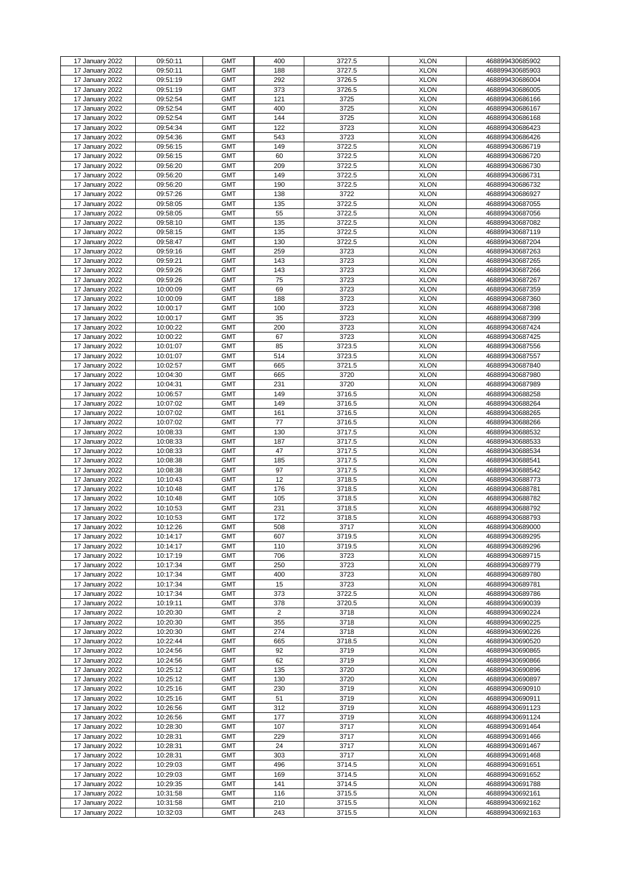| 17 January 2022 | 09:50:11 | GMT | 400 | 3727.5 | XLON | 468899430685902 |
|---|---|---|---|---|---|---|
| 17 January 2022 | 09:50:11 | GMT | 188 | 3727.5 | XLON | 468899430685903 |
| 17 January 2022 | 09:51:19 | GMT | 292 | 3726.5 | XLON | 468899430686004 |
| 17 January 2022 | 09:51:19 | GMT | 373 | 3726.5 | XLON | 468899430686005 |
| 17 January 2022 | 09:52:54 | GMT | 121 | 3725 | XLON | 468899430686166 |
| 17 January 2022 | 09:52:54 | GMT | 400 | 3725 | XLON | 468899430686167 |
| 17 January 2022 | 09:52:54 | GMT | 144 | 3725 | XLON | 468899430686168 |
| 17 January 2022 | 09:54:34 | GMT | 122 | 3723 | XLON | 468899430686423 |
| 17 January 2022 | 09:54:36 | GMT | 543 | 3723 | XLON | 468899430686426 |
| 17 January 2022 | 09:56:15 | GMT | 149 | 3722.5 | XLON | 468899430686719 |
| 17 January 2022 | 09:56:15 | GMT | 60 | 3722.5 | XLON | 468899430686720 |
| 17 January 2022 | 09:56:20 | GMT | 209 | 3722.5 | XLON | 468899430686730 |
| 17 January 2022 | 09:56:20 | GMT | 149 | 3722.5 | XLON | 468899430686731 |
| 17 January 2022 | 09:56:20 | GMT | 190 | 3722.5 | XLON | 468899430686732 |
| 17 January 2022 | 09:57:26 | GMT | 138 | 3722 | XLON | 468899430686927 |
| 17 January 2022 | 09:58:05 | GMT | 135 | 3722.5 | XLON | 468899430687055 |
| 17 January 2022 | 09:58:05 | GMT | 55 | 3722.5 | XLON | 468899430687056 |
| 17 January 2022 | 09:58:10 | GMT | 135 | 3722.5 | XLON | 468899430687082 |
| 17 January 2022 | 09:58:15 | GMT | 135 | 3722.5 | XLON | 468899430687119 |
| 17 January 2022 | 09:58:47 | GMT | 130 | 3722.5 | XLON | 468899430687204 |
| 17 January 2022 | 09:59:16 | GMT | 259 | 3723 | XLON | 468899430687263 |
| 17 January 2022 | 09:59:21 | GMT | 143 | 3723 | XLON | 468899430687265 |
| 17 January 2022 | 09:59:26 | GMT | 143 | 3723 | XLON | 468899430687266 |
| 17 January 2022 | 09:59:26 | GMT | 75 | 3723 | XLON | 468899430687267 |
| 17 January 2022 | 10:00:09 | GMT | 69 | 3723 | XLON | 468899430687359 |
| 17 January 2022 | 10:00:09 | GMT | 188 | 3723 | XLON | 468899430687360 |
| 17 January 2022 | 10:00:17 | GMT | 100 | 3723 | XLON | 468899430687398 |
| 17 January 2022 | 10:00:17 | GMT | 35 | 3723 | XLON | 468899430687399 |
| 17 January 2022 | 10:00:22 | GMT | 200 | 3723 | XLON | 468899430687424 |
| 17 January 2022 | 10:00:22 | GMT | 67 | 3723 | XLON | 468899430687425 |
| 17 January 2022 | 10:01:07 | GMT | 85 | 3723.5 | XLON | 468899430687556 |
| 17 January 2022 | 10:01:07 | GMT | 514 | 3723.5 | XLON | 468899430687557 |
| 17 January 2022 | 10:02:57 | GMT | 665 | 3721.5 | XLON | 468899430687840 |
| 17 January 2022 | 10:04:30 | GMT | 665 | 3720 | XLON | 468899430687980 |
| 17 January 2022 | 10:04:31 | GMT | 231 | 3720 | XLON | 468899430687989 |
| 17 January 2022 | 10:06:57 | GMT | 149 | 3716.5 | XLON | 468899430688258 |
| 17 January 2022 | 10:07:02 | GMT | 149 | 3716.5 | XLON | 468899430688264 |
| 17 January 2022 | 10:07:02 | GMT | 161 | 3716.5 | XLON | 468899430688265 |
| 17 January 2022 | 10:07:02 | GMT | 77 | 3716.5 | XLON | 468899430688266 |
| 17 January 2022 | 10:08:33 | GMT | 130 | 3717.5 | XLON | 468899430688532 |
| 17 January 2022 | 10:08:33 | GMT | 187 | 3717.5 | XLON | 468899430688533 |
| 17 January 2022 | 10:08:33 | GMT | 47 | 3717.5 | XLON | 468899430688534 |
| 17 January 2022 | 10:08:38 | GMT | 185 | 3717.5 | XLON | 468899430688541 |
| 17 January 2022 | 10:08:38 | GMT | 97 | 3717.5 | XLON | 468899430688542 |
| 17 January 2022 | 10:10:43 | GMT | 12 | 3718.5 | XLON | 468899430688773 |
| 17 January 2022 | 10:10:48 | GMT | 176 | 3718.5 | XLON | 468899430688781 |
| 17 January 2022 | 10:10:48 | GMT | 105 | 3718.5 | XLON | 468899430688782 |
| 17 January 2022 | 10:10:53 | GMT | 231 | 3718.5 | XLON | 468899430688792 |
| 17 January 2022 | 10:10:53 | GMT | 172 | 3718.5 | XLON | 468899430688793 |
| 17 January 2022 | 10:12:26 | GMT | 508 | 3717 | XLON | 468899430689000 |
| 17 January 2022 | 10:14:17 | GMT | 607 | 3719.5 | XLON | 468899430689295 |
| 17 January 2022 | 10:14:17 | GMT | 110 | 3719.5 | XLON | 468899430689296 |
| 17 January 2022 | 10:17:19 | GMT | 706 | 3723 | XLON | 468899430689715 |
| 17 January 2022 | 10:17:34 | GMT | 250 | 3723 | XLON | 468899430689779 |
| 17 January 2022 | 10:17:34 | GMT | 400 | 3723 | XLON | 468899430689780 |
| 17 January 2022 | 10:17:34 | GMT | 15 | 3723 | XLON | 468899430689781 |
| 17 January 2022 | 10:17:34 | GMT | 373 | 3722.5 | XLON | 468899430689786 |
| 17 January 2022 | 10:19:11 | GMT | 378 | 3720.5 | XLON | 468899430690039 |
| 17 January 2022 | 10:20:30 | GMT | 2 | 3718 | XLON | 468899430690224 |
| 17 January 2022 | 10:20:30 | GMT | 355 | 3718 | XLON | 468899430690225 |
| 17 January 2022 | 10:20:30 | GMT | 274 | 3718 | XLON | 468899430690226 |
| 17 January 2022 | 10:22:44 | GMT | 665 | 3718.5 | XLON | 468899430690520 |
| 17 January 2022 | 10:24:56 | GMT | 92 | 3719 | XLON | 468899430690865 |
| 17 January 2022 | 10:24:56 | GMT | 62 | 3719 | XLON | 468899430690866 |
| 17 January 2022 | 10:25:12 | GMT | 135 | 3720 | XLON | 468899430690896 |
| 17 January 2022 | 10:25:12 | GMT | 130 | 3720 | XLON | 468899430690897 |
| 17 January 2022 | 10:25:16 | GMT | 230 | 3719 | XLON | 468899430690910 |
| 17 January 2022 | 10:25:16 | GMT | 51 | 3719 | XLON | 468899430690911 |
| 17 January 2022 | 10:26:56 | GMT | 312 | 3719 | XLON | 468899430691123 |
| 17 January 2022 | 10:26:56 | GMT | 177 | 3719 | XLON | 468899430691124 |
| 17 January 2022 | 10:28:30 | GMT | 107 | 3717 | XLON | 468899430691464 |
| 17 January 2022 | 10:28:31 | GMT | 229 | 3717 | XLON | 468899430691466 |
| 17 January 2022 | 10:28:31 | GMT | 24 | 3717 | XLON | 468899430691467 |
| 17 January 2022 | 10:28:31 | GMT | 303 | 3717 | XLON | 468899430691468 |
| 17 January 2022 | 10:29:03 | GMT | 496 | 3714.5 | XLON | 468899430691651 |
| 17 January 2022 | 10:29:03 | GMT | 169 | 3714.5 | XLON | 468899430691652 |
| 17 January 2022 | 10:29:35 | GMT | 141 | 3714.5 | XLON | 468899430691788 |
| 17 January 2022 | 10:31:58 | GMT | 116 | 3715.5 | XLON | 468899430692161 |
| 17 January 2022 | 10:31:58 | GMT | 210 | 3715.5 | XLON | 468899430692162 |
| 17 January 2022 | 10:32:03 | GMT | 243 | 3715.5 | XLON | 468899430692163 |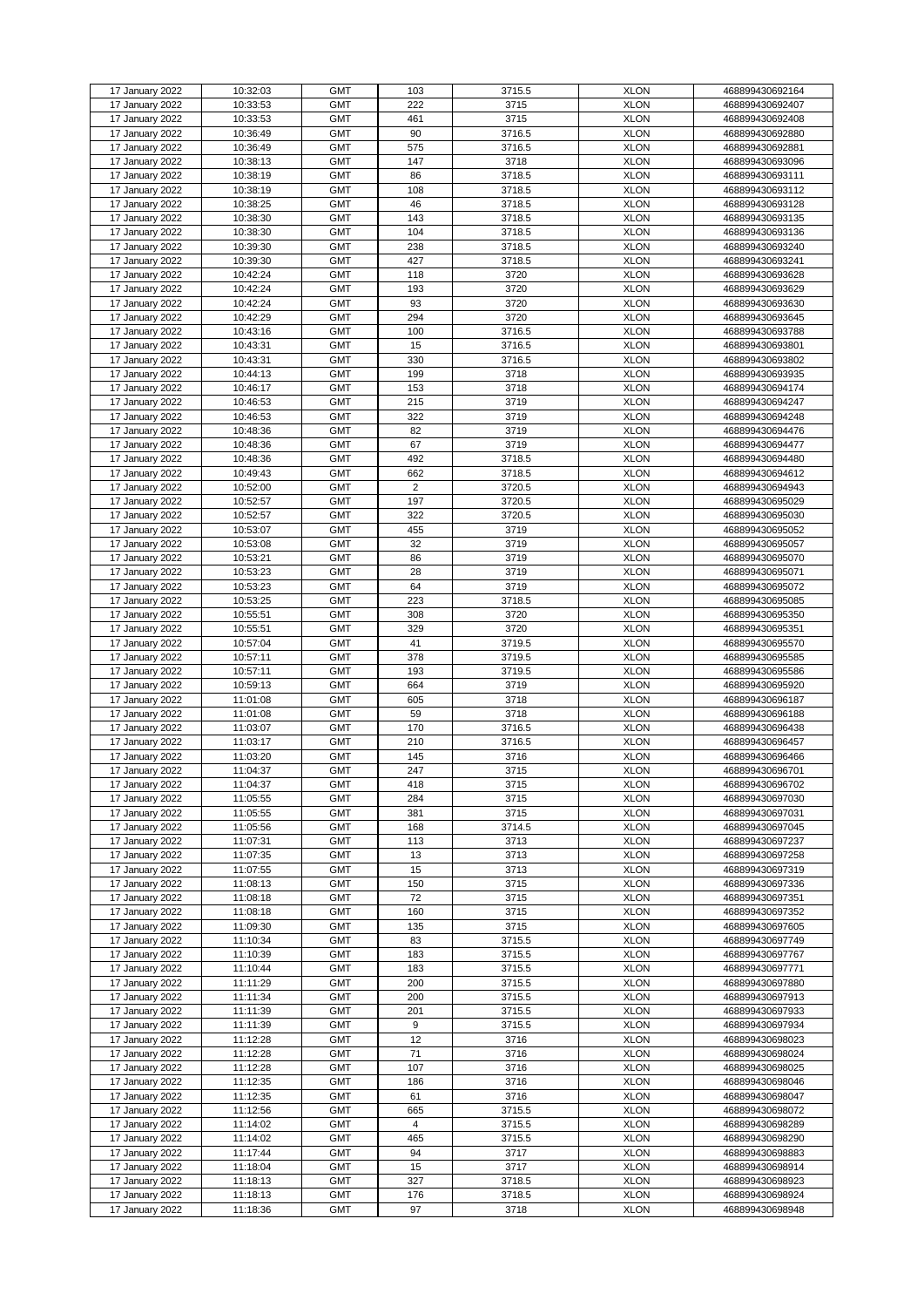| 17 January 2022 | 10:32:03 | GMT | 103 | 3715.5 | XLON | 468899430692164 |
|---|---|---|---|---|---|---|
| 17 January 2022 | 10:33:53 | GMT | 222 | 3715 | XLON | 468899430692407 |
| 17 January 2022 | 10:33:53 | GMT | 461 | 3715 | XLON | 468899430692408 |
| 17 January 2022 | 10:36:49 | GMT | 90 | 3716.5 | XLON | 468899430692880 |
| 17 January 2022 | 10:36:49 | GMT | 575 | 3716.5 | XLON | 468899430692881 |
| 17 January 2022 | 10:38:13 | GMT | 147 | 3718 | XLON | 468899430693096 |
| 17 January 2022 | 10:38:19 | GMT | 86 | 3718.5 | XLON | 468899430693111 |
| 17 January 2022 | 10:38:19 | GMT | 108 | 3718.5 | XLON | 468899430693112 |
| 17 January 2022 | 10:38:25 | GMT | 46 | 3718.5 | XLON | 468899430693128 |
| 17 January 2022 | 10:38:30 | GMT | 143 | 3718.5 | XLON | 468899430693135 |
| 17 January 2022 | 10:38:30 | GMT | 104 | 3718.5 | XLON | 468899430693136 |
| 17 January 2022 | 10:39:30 | GMT | 238 | 3718.5 | XLON | 468899430693240 |
| 17 January 2022 | 10:39:30 | GMT | 427 | 3718.5 | XLON | 468899430693241 |
| 17 January 2022 | 10:42:24 | GMT | 118 | 3720 | XLON | 468899430693628 |
| 17 January 2022 | 10:42:24 | GMT | 193 | 3720 | XLON | 468899430693629 |
| 17 January 2022 | 10:42:24 | GMT | 93 | 3720 | XLON | 468899430693630 |
| 17 January 2022 | 10:42:29 | GMT | 294 | 3720 | XLON | 468899430693645 |
| 17 January 2022 | 10:43:16 | GMT | 100 | 3716.5 | XLON | 468899430693788 |
| 17 January 2022 | 10:43:31 | GMT | 15 | 3716.5 | XLON | 468899430693801 |
| 17 January 2022 | 10:43:31 | GMT | 330 | 3716.5 | XLON | 468899430693802 |
| 17 January 2022 | 10:44:13 | GMT | 199 | 3718 | XLON | 468899430693935 |
| 17 January 2022 | 10:46:17 | GMT | 153 | 3718 | XLON | 468899430694174 |
| 17 January 2022 | 10:46:53 | GMT | 215 | 3719 | XLON | 468899430694247 |
| 17 January 2022 | 10:46:53 | GMT | 322 | 3719 | XLON | 468899430694248 |
| 17 January 2022 | 10:48:36 | GMT | 82 | 3719 | XLON | 468899430694476 |
| 17 January 2022 | 10:48:36 | GMT | 67 | 3719 | XLON | 468899430694477 |
| 17 January 2022 | 10:48:36 | GMT | 492 | 3718.5 | XLON | 468899430694480 |
| 17 January 2022 | 10:49:43 | GMT | 662 | 3718.5 | XLON | 468899430694612 |
| 17 January 2022 | 10:52:00 | GMT | 2 | 3720.5 | XLON | 468899430694943 |
| 17 January 2022 | 10:52:57 | GMT | 197 | 3720.5 | XLON | 468899430695029 |
| 17 January 2022 | 10:52:57 | GMT | 322 | 3720.5 | XLON | 468899430695030 |
| 17 January 2022 | 10:53:07 | GMT | 455 | 3719 | XLON | 468899430695052 |
| 17 January 2022 | 10:53:08 | GMT | 32 | 3719 | XLON | 468899430695057 |
| 17 January 2022 | 10:53:21 | GMT | 86 | 3719 | XLON | 468899430695070 |
| 17 January 2022 | 10:53:23 | GMT | 28 | 3719 | XLON | 468899430695071 |
| 17 January 2022 | 10:53:23 | GMT | 64 | 3719 | XLON | 468899430695072 |
| 17 January 2022 | 10:53:25 | GMT | 223 | 3718.5 | XLON | 468899430695085 |
| 17 January 2022 | 10:55:51 | GMT | 308 | 3720 | XLON | 468899430695350 |
| 17 January 2022 | 10:55:51 | GMT | 329 | 3720 | XLON | 468899430695351 |
| 17 January 2022 | 10:57:04 | GMT | 41 | 3719.5 | XLON | 468899430695570 |
| 17 January 2022 | 10:57:11 | GMT | 378 | 3719.5 | XLON | 468899430695585 |
| 17 January 2022 | 10:57:11 | GMT | 193 | 3719.5 | XLON | 468899430695586 |
| 17 January 2022 | 10:59:13 | GMT | 664 | 3719 | XLON | 468899430695920 |
| 17 January 2022 | 11:01:08 | GMT | 605 | 3718 | XLON | 468899430696187 |
| 17 January 2022 | 11:01:08 | GMT | 59 | 3718 | XLON | 468899430696188 |
| 17 January 2022 | 11:03:07 | GMT | 170 | 3716.5 | XLON | 468899430696438 |
| 17 January 2022 | 11:03:17 | GMT | 210 | 3716.5 | XLON | 468899430696457 |
| 17 January 2022 | 11:03:20 | GMT | 145 | 3716 | XLON | 468899430696466 |
| 17 January 2022 | 11:04:37 | GMT | 247 | 3715 | XLON | 468899430696701 |
| 17 January 2022 | 11:04:37 | GMT | 418 | 3715 | XLON | 468899430696702 |
| 17 January 2022 | 11:05:55 | GMT | 284 | 3715 | XLON | 468899430697030 |
| 17 January 2022 | 11:05:55 | GMT | 381 | 3715 | XLON | 468899430697031 |
| 17 January 2022 | 11:05:56 | GMT | 168 | 3714.5 | XLON | 468899430697045 |
| 17 January 2022 | 11:07:31 | GMT | 113 | 3713 | XLON | 468899430697237 |
| 17 January 2022 | 11:07:35 | GMT | 13 | 3713 | XLON | 468899430697258 |
| 17 January 2022 | 11:07:55 | GMT | 15 | 3713 | XLON | 468899430697319 |
| 17 January 2022 | 11:08:13 | GMT | 150 | 3715 | XLON | 468899430697336 |
| 17 January 2022 | 11:08:18 | GMT | 72 | 3715 | XLON | 468899430697351 |
| 17 January 2022 | 11:08:18 | GMT | 160 | 3715 | XLON | 468899430697352 |
| 17 January 2022 | 11:09:30 | GMT | 135 | 3715 | XLON | 468899430697605 |
| 17 January 2022 | 11:10:34 | GMT | 83 | 3715.5 | XLON | 468899430697749 |
| 17 January 2022 | 11:10:39 | GMT | 183 | 3715.5 | XLON | 468899430697767 |
| 17 January 2022 | 11:10:44 | GMT | 183 | 3715.5 | XLON | 468899430697771 |
| 17 January 2022 | 11:11:29 | GMT | 200 | 3715.5 | XLON | 468899430697880 |
| 17 January 2022 | 11:11:34 | GMT | 200 | 3715.5 | XLON | 468899430697913 |
| 17 January 2022 | 11:11:39 | GMT | 201 | 3715.5 | XLON | 468899430697933 |
| 17 January 2022 | 11:11:39 | GMT | 9 | 3715.5 | XLON | 468899430697934 |
| 17 January 2022 | 11:12:28 | GMT | 12 | 3716 | XLON | 468899430698023 |
| 17 January 2022 | 11:12:28 | GMT | 71 | 3716 | XLON | 468899430698024 |
| 17 January 2022 | 11:12:28 | GMT | 107 | 3716 | XLON | 468899430698025 |
| 17 January 2022 | 11:12:35 | GMT | 186 | 3716 | XLON | 468899430698046 |
| 17 January 2022 | 11:12:35 | GMT | 61 | 3716 | XLON | 468899430698047 |
| 17 January 2022 | 11:12:56 | GMT | 665 | 3715.5 | XLON | 468899430698072 |
| 17 January 2022 | 11:14:02 | GMT | 4 | 3715.5 | XLON | 468899430698289 |
| 17 January 2022 | 11:14:02 | GMT | 465 | 3715.5 | XLON | 468899430698290 |
| 17 January 2022 | 11:17:44 | GMT | 94 | 3717 | XLON | 468899430698883 |
| 17 January 2022 | 11:18:04 | GMT | 15 | 3717 | XLON | 468899430698914 |
| 17 January 2022 | 11:18:13 | GMT | 327 | 3718.5 | XLON | 468899430698923 |
| 17 January 2022 | 11:18:13 | GMT | 176 | 3718.5 | XLON | 468899430698924 |
| 17 January 2022 | 11:18:36 | GMT | 97 | 3718 | XLON | 468899430698948 |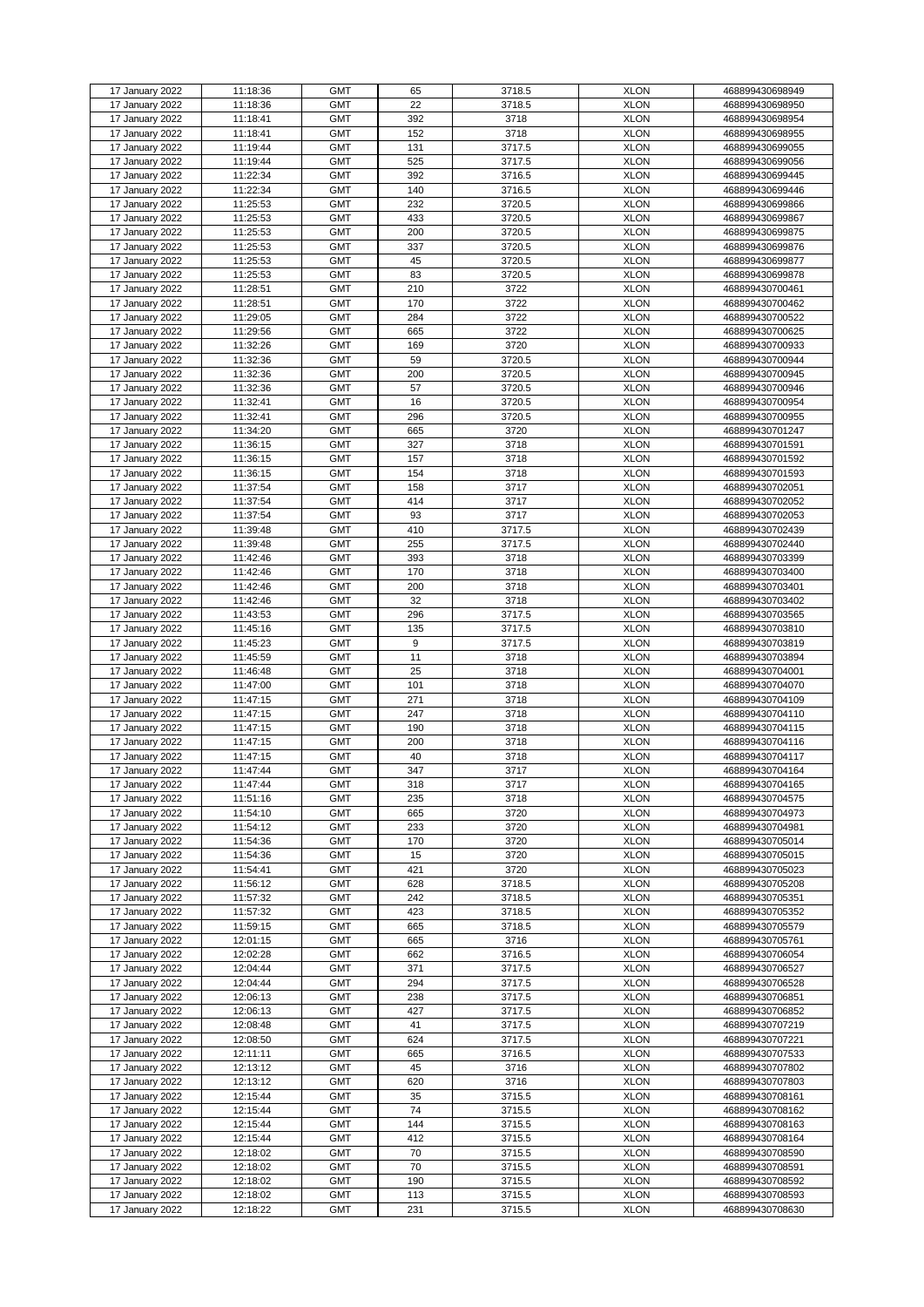| 17 January 2022 | 11:18:36 | GMT | 65 | 3718.5 | XLON | 468899430698949 |
|---|---|---|---|---|---|---|
| 17 January 2022 | 11:18:36 | GMT | 22 | 3718.5 | XLON | 468899430698950 |
| 17 January 2022 | 11:18:41 | GMT | 392 | 3718 | XLON | 468899430698954 |
| 17 January 2022 | 11:18:41 | GMT | 152 | 3718 | XLON | 468899430698955 |
| 17 January 2022 | 11:19:44 | GMT | 131 | 3717.5 | XLON | 468899430699055 |
| 17 January 2022 | 11:19:44 | GMT | 525 | 3717.5 | XLON | 468899430699056 |
| 17 January 2022 | 11:22:34 | GMT | 392 | 3716.5 | XLON | 468899430699445 |
| 17 January 2022 | 11:22:34 | GMT | 140 | 3716.5 | XLON | 468899430699446 |
| 17 January 2022 | 11:25:53 | GMT | 232 | 3720.5 | XLON | 468899430699866 |
| 17 January 2022 | 11:25:53 | GMT | 433 | 3720.5 | XLON | 468899430699867 |
| 17 January 2022 | 11:25:53 | GMT | 200 | 3720.5 | XLON | 468899430699875 |
| 17 January 2022 | 11:25:53 | GMT | 337 | 3720.5 | XLON | 468899430699876 |
| 17 January 2022 | 11:25:53 | GMT | 45 | 3720.5 | XLON | 468899430699877 |
| 17 January 2022 | 11:25:53 | GMT | 83 | 3720.5 | XLON | 468899430699878 |
| 17 January 2022 | 11:28:51 | GMT | 210 | 3722 | XLON | 468899430700461 |
| 17 January 2022 | 11:28:51 | GMT | 170 | 3722 | XLON | 468899430700462 |
| 17 January 2022 | 11:29:05 | GMT | 284 | 3722 | XLON | 468899430700522 |
| 17 January 2022 | 11:29:56 | GMT | 665 | 3722 | XLON | 468899430700625 |
| 17 January 2022 | 11:32:26 | GMT | 169 | 3720 | XLON | 468899430700933 |
| 17 January 2022 | 11:32:36 | GMT | 59 | 3720.5 | XLON | 468899430700944 |
| 17 January 2022 | 11:32:36 | GMT | 200 | 3720.5 | XLON | 468899430700945 |
| 17 January 2022 | 11:32:36 | GMT | 57 | 3720.5 | XLON | 468899430700946 |
| 17 January 2022 | 11:32:41 | GMT | 16 | 3720.5 | XLON | 468899430700954 |
| 17 January 2022 | 11:32:41 | GMT | 296 | 3720.5 | XLON | 468899430700955 |
| 17 January 2022 | 11:34:20 | GMT | 665 | 3720 | XLON | 468899430701247 |
| 17 January 2022 | 11:36:15 | GMT | 327 | 3718 | XLON | 468899430701591 |
| 17 January 2022 | 11:36:15 | GMT | 157 | 3718 | XLON | 468899430701592 |
| 17 January 2022 | 11:36:15 | GMT | 154 | 3718 | XLON | 468899430701593 |
| 17 January 2022 | 11:37:54 | GMT | 158 | 3717 | XLON | 468899430702051 |
| 17 January 2022 | 11:37:54 | GMT | 414 | 3717 | XLON | 468899430702052 |
| 17 January 2022 | 11:37:54 | GMT | 93 | 3717 | XLON | 468899430702053 |
| 17 January 2022 | 11:39:48 | GMT | 410 | 3717.5 | XLON | 468899430702439 |
| 17 January 2022 | 11:39:48 | GMT | 255 | 3717.5 | XLON | 468899430702440 |
| 17 January 2022 | 11:42:46 | GMT | 393 | 3718 | XLON | 468899430703399 |
| 17 January 2022 | 11:42:46 | GMT | 170 | 3718 | XLON | 468899430703400 |
| 17 January 2022 | 11:42:46 | GMT | 200 | 3718 | XLON | 468899430703401 |
| 17 January 2022 | 11:42:46 | GMT | 32 | 3718 | XLON | 468899430703402 |
| 17 January 2022 | 11:43:53 | GMT | 296 | 3717.5 | XLON | 468899430703565 |
| 17 January 2022 | 11:45:16 | GMT | 135 | 3717.5 | XLON | 468899430703810 |
| 17 January 2022 | 11:45:23 | GMT | 9 | 3717.5 | XLON | 468899430703819 |
| 17 January 2022 | 11:45:59 | GMT | 11 | 3718 | XLON | 468899430703894 |
| 17 January 2022 | 11:46:48 | GMT | 25 | 3718 | XLON | 468899430704001 |
| 17 January 2022 | 11:47:00 | GMT | 101 | 3718 | XLON | 468899430704070 |
| 17 January 2022 | 11:47:15 | GMT | 271 | 3718 | XLON | 468899430704109 |
| 17 January 2022 | 11:47:15 | GMT | 247 | 3718 | XLON | 468899430704110 |
| 17 January 2022 | 11:47:15 | GMT | 190 | 3718 | XLON | 468899430704115 |
| 17 January 2022 | 11:47:15 | GMT | 200 | 3718 | XLON | 468899430704116 |
| 17 January 2022 | 11:47:15 | GMT | 40 | 3718 | XLON | 468899430704117 |
| 17 January 2022 | 11:47:44 | GMT | 347 | 3717 | XLON | 468899430704164 |
| 17 January 2022 | 11:47:44 | GMT | 318 | 3717 | XLON | 468899430704165 |
| 17 January 2022 | 11:51:16 | GMT | 235 | 3718 | XLON | 468899430704575 |
| 17 January 2022 | 11:54:10 | GMT | 665 | 3720 | XLON | 468899430704973 |
| 17 January 2022 | 11:54:12 | GMT | 233 | 3720 | XLON | 468899430704981 |
| 17 January 2022 | 11:54:36 | GMT | 170 | 3720 | XLON | 468899430705014 |
| 17 January 2022 | 11:54:36 | GMT | 15 | 3720 | XLON | 468899430705015 |
| 17 January 2022 | 11:54:41 | GMT | 421 | 3720 | XLON | 468899430705023 |
| 17 January 2022 | 11:56:12 | GMT | 628 | 3718.5 | XLON | 468899430705208 |
| 17 January 2022 | 11:57:32 | GMT | 242 | 3718.5 | XLON | 468899430705351 |
| 17 January 2022 | 11:57:32 | GMT | 423 | 3718.5 | XLON | 468899430705352 |
| 17 January 2022 | 11:59:15 | GMT | 665 | 3718.5 | XLON | 468899430705579 |
| 17 January 2022 | 12:01:15 | GMT | 665 | 3716 | XLON | 468899430705761 |
| 17 January 2022 | 12:02:28 | GMT | 662 | 3716.5 | XLON | 468899430706054 |
| 17 January 2022 | 12:04:44 | GMT | 371 | 3717.5 | XLON | 468899430706527 |
| 17 January 2022 | 12:04:44 | GMT | 294 | 3717.5 | XLON | 468899430706528 |
| 17 January 2022 | 12:06:13 | GMT | 238 | 3717.5 | XLON | 468899430706851 |
| 17 January 2022 | 12:06:13 | GMT | 427 | 3717.5 | XLON | 468899430706852 |
| 17 January 2022 | 12:08:48 | GMT | 41 | 3717.5 | XLON | 468899430707219 |
| 17 January 2022 | 12:08:50 | GMT | 624 | 3717.5 | XLON | 468899430707221 |
| 17 January 2022 | 12:11:11 | GMT | 665 | 3716.5 | XLON | 468899430707533 |
| 17 January 2022 | 12:13:12 | GMT | 45 | 3716 | XLON | 468899430707802 |
| 17 January 2022 | 12:13:12 | GMT | 620 | 3716 | XLON | 468899430707803 |
| 17 January 2022 | 12:15:44 | GMT | 35 | 3715.5 | XLON | 468899430708161 |
| 17 January 2022 | 12:15:44 | GMT | 74 | 3715.5 | XLON | 468899430708162 |
| 17 January 2022 | 12:15:44 | GMT | 144 | 3715.5 | XLON | 468899430708163 |
| 17 January 2022 | 12:15:44 | GMT | 412 | 3715.5 | XLON | 468899430708164 |
| 17 January 2022 | 12:18:02 | GMT | 70 | 3715.5 | XLON | 468899430708590 |
| 17 January 2022 | 12:18:02 | GMT | 70 | 3715.5 | XLON | 468899430708591 |
| 17 January 2022 | 12:18:02 | GMT | 190 | 3715.5 | XLON | 468899430708592 |
| 17 January 2022 | 12:18:02 | GMT | 113 | 3715.5 | XLON | 468899430708593 |
| 17 January 2022 | 12:18:22 | GMT | 231 | 3715.5 | XLON | 468899430708630 |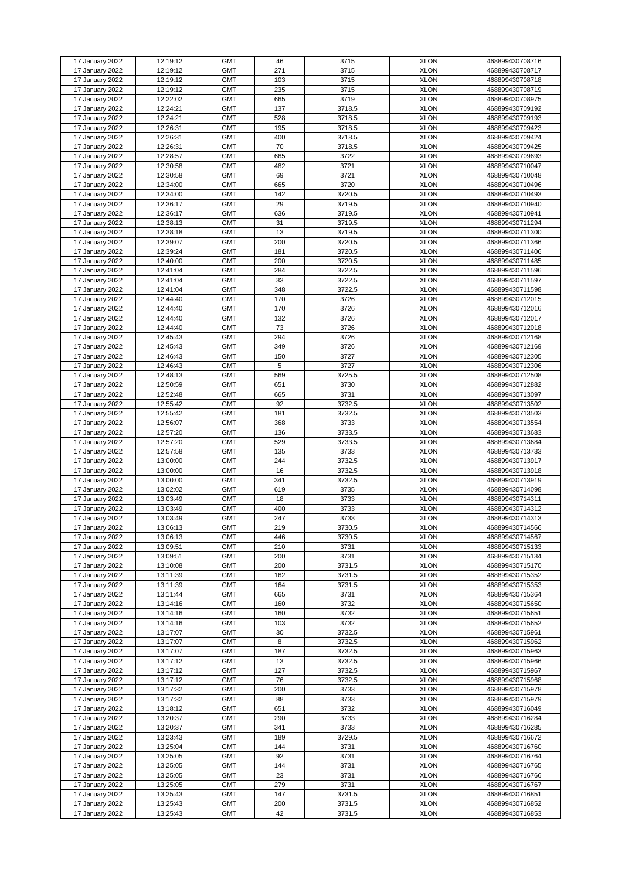| 17 January 2022 | 12:19:12 | GMT | 46 | 3715 | XLON | 468899430708716 |
|---|---|---|---|---|---|---|
| 17 January 2022 | 12:19:12 | GMT | 271 | 3715 | XLON | 468899430708717 |
| 17 January 2022 | 12:19:12 | GMT | 103 | 3715 | XLON | 468899430708718 |
| 17 January 2022 | 12:19:12 | GMT | 235 | 3715 | XLON | 468899430708719 |
| 17 January 2022 | 12:22:02 | GMT | 665 | 3719 | XLON | 468899430708975 |
| 17 January 2022 | 12:24:21 | GMT | 137 | 3718.5 | XLON | 468899430709192 |
| 17 January 2022 | 12:24:21 | GMT | 528 | 3718.5 | XLON | 468899430709193 |
| 17 January 2022 | 12:26:31 | GMT | 195 | 3718.5 | XLON | 468899430709423 |
| 17 January 2022 | 12:26:31 | GMT | 400 | 3718.5 | XLON | 468899430709424 |
| 17 January 2022 | 12:26:31 | GMT | 70 | 3718.5 | XLON | 468899430709425 |
| 17 January 2022 | 12:28:57 | GMT | 665 | 3722 | XLON | 468899430709693 |
| 17 January 2022 | 12:30:58 | GMT | 482 | 3721 | XLON | 468899430710047 |
| 17 January 2022 | 12:30:58 | GMT | 69 | 3721 | XLON | 468899430710048 |
| 17 January 2022 | 12:34:00 | GMT | 665 | 3720 | XLON | 468899430710496 |
| 17 January 2022 | 12:34:00 | GMT | 142 | 3720.5 | XLON | 468899430710493 |
| 17 January 2022 | 12:36:17 | GMT | 29 | 3719.5 | XLON | 468899430710940 |
| 17 January 2022 | 12:36:17 | GMT | 636 | 3719.5 | XLON | 468899430710941 |
| 17 January 2022 | 12:38:13 | GMT | 31 | 3719.5 | XLON | 468899430711294 |
| 17 January 2022 | 12:38:18 | GMT | 13 | 3719.5 | XLON | 468899430711300 |
| 17 January 2022 | 12:39:07 | GMT | 200 | 3720.5 | XLON | 468899430711366 |
| 17 January 2022 | 12:39:24 | GMT | 181 | 3720.5 | XLON | 468899430711406 |
| 17 January 2022 | 12:40:00 | GMT | 200 | 3720.5 | XLON | 468899430711485 |
| 17 January 2022 | 12:41:04 | GMT | 284 | 3722.5 | XLON | 468899430711596 |
| 17 January 2022 | 12:41:04 | GMT | 33 | 3722.5 | XLON | 468899430711597 |
| 17 January 2022 | 12:41:04 | GMT | 348 | 3722.5 | XLON | 468899430711598 |
| 17 January 2022 | 12:44:40 | GMT | 170 | 3726 | XLON | 468899430712015 |
| 17 January 2022 | 12:44:40 | GMT | 170 | 3726 | XLON | 468899430712016 |
| 17 January 2022 | 12:44:40 | GMT | 132 | 3726 | XLON | 468899430712017 |
| 17 January 2022 | 12:44:40 | GMT | 73 | 3726 | XLON | 468899430712018 |
| 17 January 2022 | 12:45:43 | GMT | 294 | 3726 | XLON | 468899430712168 |
| 17 January 2022 | 12:45:43 | GMT | 349 | 3726 | XLON | 468899430712169 |
| 17 January 2022 | 12:46:43 | GMT | 150 | 3727 | XLON | 468899430712305 |
| 17 January 2022 | 12:46:43 | GMT | 5 | 3727 | XLON | 468899430712306 |
| 17 January 2022 | 12:48:13 | GMT | 569 | 3725.5 | XLON | 468899430712508 |
| 17 January 2022 | 12:50:59 | GMT | 651 | 3730 | XLON | 468899430712882 |
| 17 January 2022 | 12:52:48 | GMT | 665 | 3731 | XLON | 468899430713097 |
| 17 January 2022 | 12:55:42 | GMT | 92 | 3732.5 | XLON | 468899430713502 |
| 17 January 2022 | 12:55:42 | GMT | 181 | 3732.5 | XLON | 468899430713503 |
| 17 January 2022 | 12:56:07 | GMT | 368 | 3733 | XLON | 468899430713554 |
| 17 January 2022 | 12:57:20 | GMT | 136 | 3733.5 | XLON | 468899430713683 |
| 17 January 2022 | 12:57:20 | GMT | 529 | 3733.5 | XLON | 468899430713684 |
| 17 January 2022 | 12:57:58 | GMT | 135 | 3733 | XLON | 468899430713733 |
| 17 January 2022 | 13:00:00 | GMT | 244 | 3732.5 | XLON | 468899430713917 |
| 17 January 2022 | 13:00:00 | GMT | 16 | 3732.5 | XLON | 468899430713918 |
| 17 January 2022 | 13:00:00 | GMT | 341 | 3732.5 | XLON | 468899430713919 |
| 17 January 2022 | 13:02:02 | GMT | 619 | 3735 | XLON | 468899430714098 |
| 17 January 2022 | 13:03:49 | GMT | 18 | 3733 | XLON | 468899430714311 |
| 17 January 2022 | 13:03:49 | GMT | 400 | 3733 | XLON | 468899430714312 |
| 17 January 2022 | 13:03:49 | GMT | 247 | 3733 | XLON | 468899430714313 |
| 17 January 2022 | 13:06:13 | GMT | 219 | 3730.5 | XLON | 468899430714566 |
| 17 January 2022 | 13:06:13 | GMT | 446 | 3730.5 | XLON | 468899430714567 |
| 17 January 2022 | 13:09:51 | GMT | 210 | 3731 | XLON | 468899430715133 |
| 17 January 2022 | 13:09:51 | GMT | 200 | 3731 | XLON | 468899430715134 |
| 17 January 2022 | 13:10:08 | GMT | 200 | 3731.5 | XLON | 468899430715170 |
| 17 January 2022 | 13:11:39 | GMT | 162 | 3731.5 | XLON | 468899430715352 |
| 17 January 2022 | 13:11:39 | GMT | 164 | 3731.5 | XLON | 468899430715353 |
| 17 January 2022 | 13:11:44 | GMT | 665 | 3731 | XLON | 468899430715364 |
| 17 January 2022 | 13:14:16 | GMT | 160 | 3732 | XLON | 468899430715650 |
| 17 January 2022 | 13:14:16 | GMT | 160 | 3732 | XLON | 468899430715651 |
| 17 January 2022 | 13:14:16 | GMT | 103 | 3732 | XLON | 468899430715652 |
| 17 January 2022 | 13:17:07 | GMT | 30 | 3732.5 | XLON | 468899430715961 |
| 17 January 2022 | 13:17:07 | GMT | 8 | 3732.5 | XLON | 468899430715962 |
| 17 January 2022 | 13:17:07 | GMT | 187 | 3732.5 | XLON | 468899430715963 |
| 17 January 2022 | 13:17:12 | GMT | 13 | 3732.5 | XLON | 468899430715966 |
| 17 January 2022 | 13:17:12 | GMT | 127 | 3732.5 | XLON | 468899430715967 |
| 17 January 2022 | 13:17:12 | GMT | 76 | 3732.5 | XLON | 468899430715968 |
| 17 January 2022 | 13:17:32 | GMT | 200 | 3733 | XLON | 468899430715978 |
| 17 January 2022 | 13:17:32 | GMT | 88 | 3733 | XLON | 468899430715979 |
| 17 January 2022 | 13:18:12 | GMT | 651 | 3732 | XLON | 468899430716049 |
| 17 January 2022 | 13:20:37 | GMT | 290 | 3733 | XLON | 468899430716284 |
| 17 January 2022 | 13:20:37 | GMT | 341 | 3733 | XLON | 468899430716285 |
| 17 January 2022 | 13:23:43 | GMT | 189 | 3729.5 | XLON | 468899430716672 |
| 17 January 2022 | 13:25:04 | GMT | 144 | 3731 | XLON | 468899430716760 |
| 17 January 2022 | 13:25:05 | GMT | 92 | 3731 | XLON | 468899430716764 |
| 17 January 2022 | 13:25:05 | GMT | 144 | 3731 | XLON | 468899430716765 |
| 17 January 2022 | 13:25:05 | GMT | 23 | 3731 | XLON | 468899430716766 |
| 17 January 2022 | 13:25:05 | GMT | 279 | 3731 | XLON | 468899430716767 |
| 17 January 2022 | 13:25:43 | GMT | 147 | 3731.5 | XLON | 468899430716851 |
| 17 January 2022 | 13:25:43 | GMT | 200 | 3731.5 | XLON | 468899430716852 |
| 17 January 2022 | 13:25:43 | GMT | 42 | 3731.5 | XLON | 468899430716853 |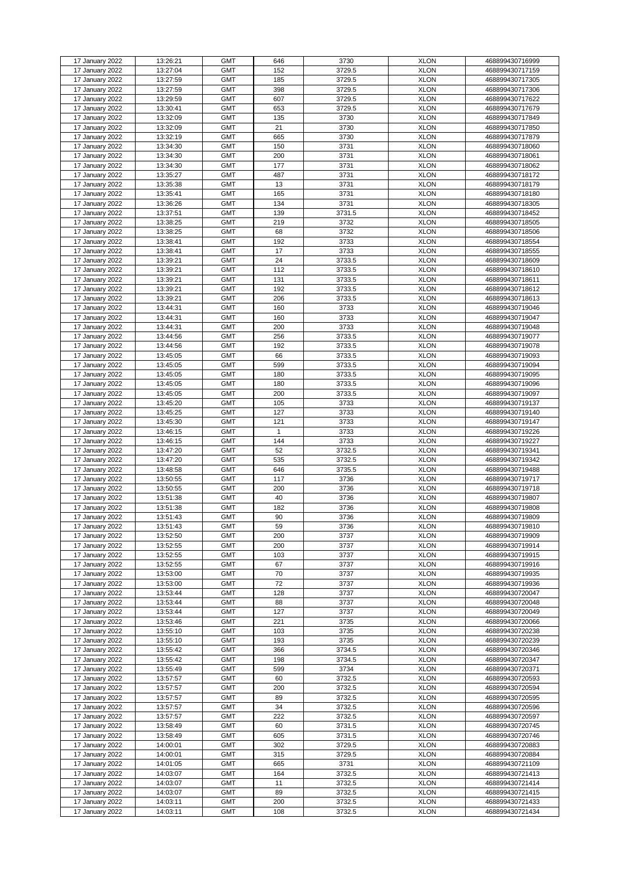| 17 January 2022 | 13:26:21 | GMT | 646 | 3730 | XLON | 468899430716999 |
|---|---|---|---|---|---|---|
| 17 January 2022 | 13:27:04 | GMT | 152 | 3729.5 | XLON | 468899430717159 |
| 17 January 2022 | 13:27:59 | GMT | 185 | 3729.5 | XLON | 468899430717305 |
| 17 January 2022 | 13:27:59 | GMT | 398 | 3729.5 | XLON | 468899430717306 |
| 17 January 2022 | 13:29:59 | GMT | 607 | 3729.5 | XLON | 468899430717622 |
| 17 January 2022 | 13:30:41 | GMT | 653 | 3729.5 | XLON | 468899430717679 |
| 17 January 2022 | 13:32:09 | GMT | 135 | 3730 | XLON | 468899430717849 |
| 17 January 2022 | 13:32:09 | GMT | 21 | 3730 | XLON | 468899430717850 |
| 17 January 2022 | 13:32:19 | GMT | 665 | 3730 | XLON | 468899430717879 |
| 17 January 2022 | 13:34:30 | GMT | 150 | 3731 | XLON | 468899430718060 |
| 17 January 2022 | 13:34:30 | GMT | 200 | 3731 | XLON | 468899430718061 |
| 17 January 2022 | 13:34:30 | GMT | 177 | 3731 | XLON | 468899430718062 |
| 17 January 2022 | 13:35:27 | GMT | 487 | 3731 | XLON | 468899430718172 |
| 17 January 2022 | 13:35:38 | GMT | 13 | 3731 | XLON | 468899430718179 |
| 17 January 2022 | 13:35:41 | GMT | 165 | 3731 | XLON | 468899430718180 |
| 17 January 2022 | 13:36:26 | GMT | 134 | 3731 | XLON | 468899430718305 |
| 17 January 2022 | 13:37:51 | GMT | 139 | 3731.5 | XLON | 468899430718452 |
| 17 January 2022 | 13:38:25 | GMT | 219 | 3732 | XLON | 468899430718505 |
| 17 January 2022 | 13:38:25 | GMT | 68 | 3732 | XLON | 468899430718506 |
| 17 January 2022 | 13:38:41 | GMT | 192 | 3733 | XLON | 468899430718554 |
| 17 January 2022 | 13:38:41 | GMT | 17 | 3733 | XLON | 468899430718555 |
| 17 January 2022 | 13:39:21 | GMT | 24 | 3733.5 | XLON | 468899430718609 |
| 17 January 2022 | 13:39:21 | GMT | 112 | 3733.5 | XLON | 468899430718610 |
| 17 January 2022 | 13:39:21 | GMT | 131 | 3733.5 | XLON | 468899430718611 |
| 17 January 2022 | 13:39:21 | GMT | 192 | 3733.5 | XLON | 468899430718612 |
| 17 January 2022 | 13:39:21 | GMT | 206 | 3733.5 | XLON | 468899430718613 |
| 17 January 2022 | 13:44:31 | GMT | 160 | 3733 | XLON | 468899430719046 |
| 17 January 2022 | 13:44:31 | GMT | 160 | 3733 | XLON | 468899430719047 |
| 17 January 2022 | 13:44:31 | GMT | 200 | 3733 | XLON | 468899430719048 |
| 17 January 2022 | 13:44:56 | GMT | 256 | 3733.5 | XLON | 468899430719077 |
| 17 January 2022 | 13:44:56 | GMT | 192 | 3733.5 | XLON | 468899430719078 |
| 17 January 2022 | 13:45:05 | GMT | 66 | 3733.5 | XLON | 468899430719093 |
| 17 January 2022 | 13:45:05 | GMT | 599 | 3733.5 | XLON | 468899430719094 |
| 17 January 2022 | 13:45:05 | GMT | 180 | 3733.5 | XLON | 468899430719095 |
| 17 January 2022 | 13:45:05 | GMT | 180 | 3733.5 | XLON | 468899430719096 |
| 17 January 2022 | 13:45:05 | GMT | 200 | 3733.5 | XLON | 468899430719097 |
| 17 January 2022 | 13:45:20 | GMT | 105 | 3733 | XLON | 468899430719137 |
| 17 January 2022 | 13:45:25 | GMT | 127 | 3733 | XLON | 468899430719140 |
| 17 January 2022 | 13:45:30 | GMT | 121 | 3733 | XLON | 468899430719147 |
| 17 January 2022 | 13:46:15 | GMT | 1 | 3733 | XLON | 468899430719226 |
| 17 January 2022 | 13:46:15 | GMT | 144 | 3733 | XLON | 468899430719227 |
| 17 January 2022 | 13:47:20 | GMT | 52 | 3732.5 | XLON | 468899430719341 |
| 17 January 2022 | 13:47:20 | GMT | 535 | 3732.5 | XLON | 468899430719342 |
| 17 January 2022 | 13:48:58 | GMT | 646 | 3735.5 | XLON | 468899430719488 |
| 17 January 2022 | 13:50:55 | GMT | 117 | 3736 | XLON | 468899430719717 |
| 17 January 2022 | 13:50:55 | GMT | 200 | 3736 | XLON | 468899430719718 |
| 17 January 2022 | 13:51:38 | GMT | 40 | 3736 | XLON | 468899430719807 |
| 17 January 2022 | 13:51:38 | GMT | 182 | 3736 | XLON | 468899430719808 |
| 17 January 2022 | 13:51:43 | GMT | 90 | 3736 | XLON | 468899430719809 |
| 17 January 2022 | 13:51:43 | GMT | 59 | 3736 | XLON | 468899430719810 |
| 17 January 2022 | 13:52:50 | GMT | 200 | 3737 | XLON | 468899430719909 |
| 17 January 2022 | 13:52:55 | GMT | 200 | 3737 | XLON | 468899430719914 |
| 17 January 2022 | 13:52:55 | GMT | 103 | 3737 | XLON | 468899430719915 |
| 17 January 2022 | 13:52:55 | GMT | 67 | 3737 | XLON | 468899430719916 |
| 17 January 2022 | 13:53:00 | GMT | 70 | 3737 | XLON | 468899430719935 |
| 17 January 2022 | 13:53:00 | GMT | 72 | 3737 | XLON | 468899430719936 |
| 17 January 2022 | 13:53:44 | GMT | 128 | 3737 | XLON | 468899430720047 |
| 17 January 2022 | 13:53:44 | GMT | 88 | 3737 | XLON | 468899430720048 |
| 17 January 2022 | 13:53:44 | GMT | 127 | 3737 | XLON | 468899430720049 |
| 17 January 2022 | 13:53:46 | GMT | 221 | 3735 | XLON | 468899430720066 |
| 17 January 2022 | 13:55:10 | GMT | 103 | 3735 | XLON | 468899430720238 |
| 17 January 2022 | 13:55:10 | GMT | 193 | 3735 | XLON | 468899430720239 |
| 17 January 2022 | 13:55:42 | GMT | 366 | 3734.5 | XLON | 468899430720346 |
| 17 January 2022 | 13:55:42 | GMT | 198 | 3734.5 | XLON | 468899430720347 |
| 17 January 2022 | 13:55:49 | GMT | 599 | 3734 | XLON | 468899430720371 |
| 17 January 2022 | 13:57:57 | GMT | 60 | 3732.5 | XLON | 468899430720593 |
| 17 January 2022 | 13:57:57 | GMT | 200 | 3732.5 | XLON | 468899430720594 |
| 17 January 2022 | 13:57:57 | GMT | 89 | 3732.5 | XLON | 468899430720595 |
| 17 January 2022 | 13:57:57 | GMT | 34 | 3732.5 | XLON | 468899430720596 |
| 17 January 2022 | 13:57:57 | GMT | 222 | 3732.5 | XLON | 468899430720597 |
| 17 January 2022 | 13:58:49 | GMT | 60 | 3731.5 | XLON | 468899430720745 |
| 17 January 2022 | 13:58:49 | GMT | 605 | 3731.5 | XLON | 468899430720746 |
| 17 January 2022 | 14:00:01 | GMT | 302 | 3729.5 | XLON | 468899430720883 |
| 17 January 2022 | 14:00:01 | GMT | 315 | 3729.5 | XLON | 468899430720884 |
| 17 January 2022 | 14:01:05 | GMT | 665 | 3731 | XLON | 468899430721109 |
| 17 January 2022 | 14:03:07 | GMT | 164 | 3732.5 | XLON | 468899430721413 |
| 17 January 2022 | 14:03:07 | GMT | 11 | 3732.5 | XLON | 468899430721414 |
| 17 January 2022 | 14:03:07 | GMT | 89 | 3732.5 | XLON | 468899430721415 |
| 17 January 2022 | 14:03:11 | GMT | 200 | 3732.5 | XLON | 468899430721433 |
| 17 January 2022 | 14:03:11 | GMT | 108 | 3732.5 | XLON | 468899430721434 |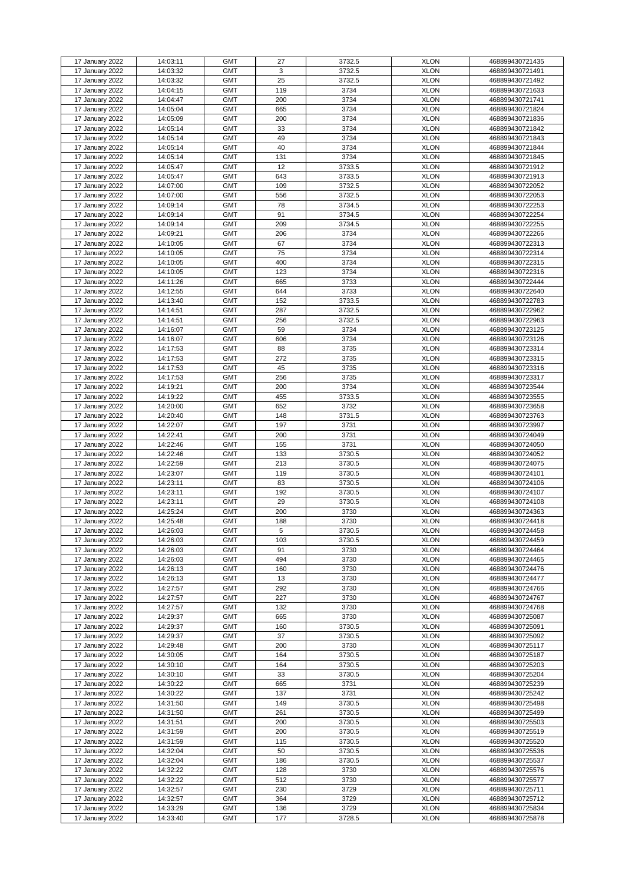| 17 January 2022 | 14:03:11 | GMT | 27 | 3732.5 | XLON | 468899430721435 |
|---|---|---|---|---|---|---|
| 17 January 2022 | 14:03:32 | GMT | 3 | 3732.5 | XLON | 468899430721491 |
| 17 January 2022 | 14:03:32 | GMT | 25 | 3732.5 | XLON | 468899430721492 |
| 17 January 2022 | 14:04:15 | GMT | 119 | 3734 | XLON | 468899430721633 |
| 17 January 2022 | 14:04:47 | GMT | 200 | 3734 | XLON | 468899430721741 |
| 17 January 2022 | 14:05:04 | GMT | 665 | 3734 | XLON | 468899430721824 |
| 17 January 2022 | 14:05:09 | GMT | 200 | 3734 | XLON | 468899430721836 |
| 17 January 2022 | 14:05:14 | GMT | 33 | 3734 | XLON | 468899430721842 |
| 17 January 2022 | 14:05:14 | GMT | 49 | 3734 | XLON | 468899430721843 |
| 17 January 2022 | 14:05:14 | GMT | 40 | 3734 | XLON | 468899430721844 |
| 17 January 2022 | 14:05:14 | GMT | 131 | 3734 | XLON | 468899430721845 |
| 17 January 2022 | 14:05:47 | GMT | 12 | 3733.5 | XLON | 468899430721912 |
| 17 January 2022 | 14:05:47 | GMT | 643 | 3733.5 | XLON | 468899430721913 |
| 17 January 2022 | 14:07:00 | GMT | 109 | 3732.5 | XLON | 468899430722052 |
| 17 January 2022 | 14:07:00 | GMT | 556 | 3732.5 | XLON | 468899430722053 |
| 17 January 2022 | 14:09:14 | GMT | 78 | 3734.5 | XLON | 468899430722253 |
| 17 January 2022 | 14:09:14 | GMT | 91 | 3734.5 | XLON | 468899430722254 |
| 17 January 2022 | 14:09:14 | GMT | 209 | 3734.5 | XLON | 468899430722255 |
| 17 January 2022 | 14:09:21 | GMT | 206 | 3734 | XLON | 468899430722266 |
| 17 January 2022 | 14:10:05 | GMT | 67 | 3734 | XLON | 468899430722313 |
| 17 January 2022 | 14:10:05 | GMT | 75 | 3734 | XLON | 468899430722314 |
| 17 January 2022 | 14:10:05 | GMT | 400 | 3734 | XLON | 468899430722315 |
| 17 January 2022 | 14:10:05 | GMT | 123 | 3734 | XLON | 468899430722316 |
| 17 January 2022 | 14:11:26 | GMT | 665 | 3733 | XLON | 468899430722444 |
| 17 January 2022 | 14:12:55 | GMT | 644 | 3733 | XLON | 468899430722640 |
| 17 January 2022 | 14:13:40 | GMT | 152 | 3733.5 | XLON | 468899430722783 |
| 17 January 2022 | 14:14:51 | GMT | 287 | 3732.5 | XLON | 468899430722962 |
| 17 January 2022 | 14:14:51 | GMT | 256 | 3732.5 | XLON | 468899430722963 |
| 17 January 2022 | 14:16:07 | GMT | 59 | 3734 | XLON | 468899430723125 |
| 17 January 2022 | 14:16:07 | GMT | 606 | 3734 | XLON | 468899430723126 |
| 17 January 2022 | 14:17:53 | GMT | 88 | 3735 | XLON | 468899430723314 |
| 17 January 2022 | 14:17:53 | GMT | 272 | 3735 | XLON | 468899430723315 |
| 17 January 2022 | 14:17:53 | GMT | 45 | 3735 | XLON | 468899430723316 |
| 17 January 2022 | 14:17:53 | GMT | 256 | 3735 | XLON | 468899430723317 |
| 17 January 2022 | 14:19:21 | GMT | 200 | 3734 | XLON | 468899430723544 |
| 17 January 2022 | 14:19:22 | GMT | 455 | 3733.5 | XLON | 468899430723555 |
| 17 January 2022 | 14:20:00 | GMT | 652 | 3732 | XLON | 468899430723658 |
| 17 January 2022 | 14:20:40 | GMT | 148 | 3731.5 | XLON | 468899430723763 |
| 17 January 2022 | 14:22:07 | GMT | 197 | 3731 | XLON | 468899430723997 |
| 17 January 2022 | 14:22:41 | GMT | 200 | 3731 | XLON | 468899430724049 |
| 17 January 2022 | 14:22:46 | GMT | 155 | 3731 | XLON | 468899430724050 |
| 17 January 2022 | 14:22:46 | GMT | 133 | 3730.5 | XLON | 468899430724052 |
| 17 January 2022 | 14:22:59 | GMT | 213 | 3730.5 | XLON | 468899430724075 |
| 17 January 2022 | 14:23:07 | GMT | 119 | 3730.5 | XLON | 468899430724101 |
| 17 January 2022 | 14:23:11 | GMT | 83 | 3730.5 | XLON | 468899430724106 |
| 17 January 2022 | 14:23:11 | GMT | 192 | 3730.5 | XLON | 468899430724107 |
| 17 January 2022 | 14:23:11 | GMT | 29 | 3730.5 | XLON | 468899430724108 |
| 17 January 2022 | 14:25:24 | GMT | 200 | 3730 | XLON | 468899430724363 |
| 17 January 2022 | 14:25:48 | GMT | 188 | 3730 | XLON | 468899430724418 |
| 17 January 2022 | 14:26:03 | GMT | 5 | 3730.5 | XLON | 468899430724458 |
| 17 January 2022 | 14:26:03 | GMT | 103 | 3730.5 | XLON | 468899430724459 |
| 17 January 2022 | 14:26:03 | GMT | 91 | 3730 | XLON | 468899430724464 |
| 17 January 2022 | 14:26:03 | GMT | 494 | 3730 | XLON | 468899430724465 |
| 17 January 2022 | 14:26:13 | GMT | 160 | 3730 | XLON | 468899430724476 |
| 17 January 2022 | 14:26:13 | GMT | 13 | 3730 | XLON | 468899430724477 |
| 17 January 2022 | 14:27:57 | GMT | 292 | 3730 | XLON | 468899430724766 |
| 17 January 2022 | 14:27:57 | GMT | 227 | 3730 | XLON | 468899430724767 |
| 17 January 2022 | 14:27:57 | GMT | 132 | 3730 | XLON | 468899430724768 |
| 17 January 2022 | 14:29:37 | GMT | 665 | 3730 | XLON | 468899430725087 |
| 17 January 2022 | 14:29:37 | GMT | 160 | 3730.5 | XLON | 468899430725091 |
| 17 January 2022 | 14:29:37 | GMT | 37 | 3730.5 | XLON | 468899430725092 |
| 17 January 2022 | 14:29:48 | GMT | 200 | 3730 | XLON | 468899430725117 |
| 17 January 2022 | 14:30:05 | GMT | 164 | 3730.5 | XLON | 468899430725187 |
| 17 January 2022 | 14:30:10 | GMT | 164 | 3730.5 | XLON | 468899430725203 |
| 17 January 2022 | 14:30:10 | GMT | 33 | 3730.5 | XLON | 468899430725204 |
| 17 January 2022 | 14:30:22 | GMT | 665 | 3731 | XLON | 468899430725239 |
| 17 January 2022 | 14:30:22 | GMT | 137 | 3731 | XLON | 468899430725242 |
| 17 January 2022 | 14:31:50 | GMT | 149 | 3730.5 | XLON | 468899430725498 |
| 17 January 2022 | 14:31:50 | GMT | 261 | 3730.5 | XLON | 468899430725499 |
| 17 January 2022 | 14:31:51 | GMT | 200 | 3730.5 | XLON | 468899430725503 |
| 17 January 2022 | 14:31:59 | GMT | 200 | 3730.5 | XLON | 468899430725519 |
| 17 January 2022 | 14:31:59 | GMT | 115 | 3730.5 | XLON | 468899430725520 |
| 17 January 2022 | 14:32:04 | GMT | 50 | 3730.5 | XLON | 468899430725536 |
| 17 January 2022 | 14:32:04 | GMT | 186 | 3730.5 | XLON | 468899430725537 |
| 17 January 2022 | 14:32:22 | GMT | 128 | 3730 | XLON | 468899430725576 |
| 17 January 2022 | 14:32:22 | GMT | 512 | 3730 | XLON | 468899430725577 |
| 17 January 2022 | 14:32:57 | GMT | 230 | 3729 | XLON | 468899430725711 |
| 17 January 2022 | 14:32:57 | GMT | 364 | 3729 | XLON | 468899430725712 |
| 17 January 2022 | 14:33:29 | GMT | 136 | 3729 | XLON | 468899430725834 |
| 17 January 2022 | 14:33:40 | GMT | 177 | 3728.5 | XLON | 468899430725878 |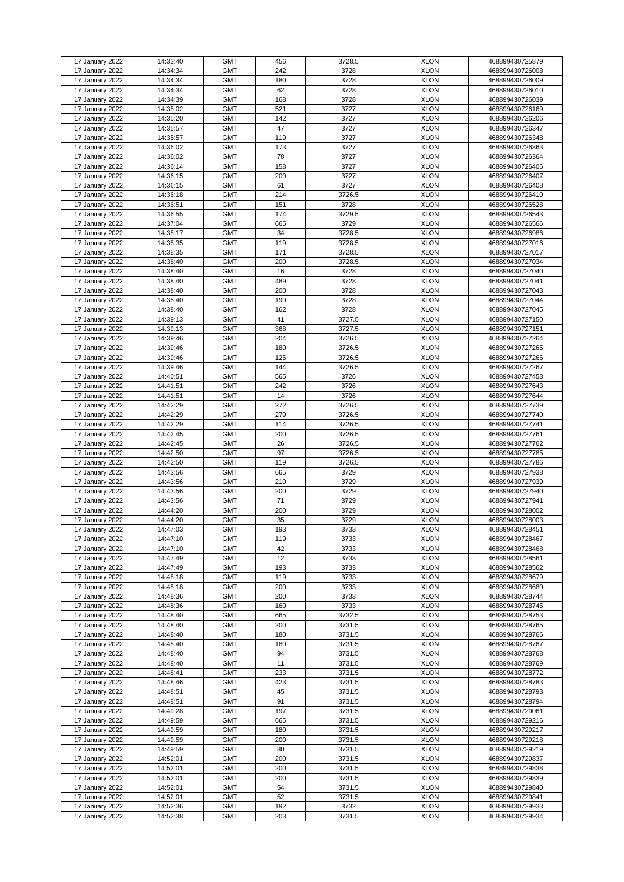| 17 January 2022 | 14:33:40 | GMT | 456 | 3728.5 | XLON | 468899430725879 |
|---|---|---|---|---|---|---|
| 17 January 2022 | 14:34:34 | GMT | 242 | 3728 | XLON | 468899430726008 |
| 17 January 2022 | 14:34:34 | GMT | 180 | 3728 | XLON | 468899430726009 |
| 17 January 2022 | 14:34:34 | GMT | 62 | 3728 | XLON | 468899430726010 |
| 17 January 2022 | 14:34:39 | GMT | 168 | 3728 | XLON | 468899430726039 |
| 17 January 2022 | 14:35:02 | GMT | 521 | 3727 | XLON | 468899430726169 |
| 17 January 2022 | 14:35:20 | GMT | 142 | 3727 | XLON | 468899430726206 |
| 17 January 2022 | 14:35:57 | GMT | 47 | 3727 | XLON | 468899430726347 |
| 17 January 2022 | 14:35:57 | GMT | 119 | 3727 | XLON | 468899430726348 |
| 17 January 2022 | 14:36:02 | GMT | 173 | 3727 | XLON | 468899430726363 |
| 17 January 2022 | 14:36:02 | GMT | 78 | 3727 | XLON | 468899430726364 |
| 17 January 2022 | 14:36:14 | GMT | 158 | 3727 | XLON | 468899430726406 |
| 17 January 2022 | 14:36:15 | GMT | 200 | 3727 | XLON | 468899430726407 |
| 17 January 2022 | 14:36:15 | GMT | 61 | 3727 | XLON | 468899430726408 |
| 17 January 2022 | 14:36:18 | GMT | 214 | 3726.5 | XLON | 468899430726410 |
| 17 January 2022 | 14:36:51 | GMT | 151 | 3728 | XLON | 468899430726528 |
| 17 January 2022 | 14:36:55 | GMT | 174 | 3729.5 | XLON | 468899430726543 |
| 17 January 2022 | 14:37:04 | GMT | 665 | 3729 | XLON | 468899430726566 |
| 17 January 2022 | 14:38:17 | GMT | 34 | 3728.5 | XLON | 468899430726986 |
| 17 January 2022 | 14:38:35 | GMT | 119 | 3728.5 | XLON | 468899430727016 |
| 17 January 2022 | 14:38:35 | GMT | 171 | 3728.5 | XLON | 468899430727017 |
| 17 January 2022 | 14:38:40 | GMT | 200 | 3728.5 | XLON | 468899430727034 |
| 17 January 2022 | 14:38:40 | GMT | 16 | 3728 | XLON | 468899430727040 |
| 17 January 2022 | 14:38:40 | GMT | 489 | 3728 | XLON | 468899430727041 |
| 17 January 2022 | 14:38:40 | GMT | 200 | 3728 | XLON | 468899430727043 |
| 17 January 2022 | 14:38:40 | GMT | 190 | 3728 | XLON | 468899430727044 |
| 17 January 2022 | 14:38:40 | GMT | 162 | 3728 | XLON | 468899430727045 |
| 17 January 2022 | 14:39:13 | GMT | 41 | 3727.5 | XLON | 468899430727150 |
| 17 January 2022 | 14:39:13 | GMT | 368 | 3727.5 | XLON | 468899430727151 |
| 17 January 2022 | 14:39:46 | GMT | 204 | 3726.5 | XLON | 468899430727264 |
| 17 January 2022 | 14:39:46 | GMT | 180 | 3726.5 | XLON | 468899430727265 |
| 17 January 2022 | 14:39:46 | GMT | 125 | 3726.5 | XLON | 468899430727266 |
| 17 January 2022 | 14:39:46 | GMT | 144 | 3726.5 | XLON | 468899430727267 |
| 17 January 2022 | 14:40:51 | GMT | 565 | 3726 | XLON | 468899430727453 |
| 17 January 2022 | 14:41:51 | GMT | 242 | 3726 | XLON | 468899430727643 |
| 17 January 2022 | 14:41:51 | GMT | 14 | 3726 | XLON | 468899430727644 |
| 17 January 2022 | 14:42:29 | GMT | 272 | 3726.5 | XLON | 468899430727739 |
| 17 January 2022 | 14:42:29 | GMT | 279 | 3726.5 | XLON | 468899430727740 |
| 17 January 2022 | 14:42:29 | GMT | 114 | 3726.5 | XLON | 468899430727741 |
| 17 January 2022 | 14:42:45 | GMT | 200 | 3726.5 | XLON | 468899430727761 |
| 17 January 2022 | 14:42:45 | GMT | 26 | 3726.5 | XLON | 468899430727762 |
| 17 January 2022 | 14:42:50 | GMT | 97 | 3726.5 | XLON | 468899430727785 |
| 17 January 2022 | 14:42:50 | GMT | 119 | 3726.5 | XLON | 468899430727786 |
| 17 January 2022 | 14:43:56 | GMT | 665 | 3729 | XLON | 468899430727938 |
| 17 January 2022 | 14:43:56 | GMT | 210 | 3729 | XLON | 468899430727939 |
| 17 January 2022 | 14:43:56 | GMT | 200 | 3729 | XLON | 468899430727940 |
| 17 January 2022 | 14:43:56 | GMT | 71 | 3729 | XLON | 468899430727941 |
| 17 January 2022 | 14:44:20 | GMT | 200 | 3729 | XLON | 468899430728002 |
| 17 January 2022 | 14:44:20 | GMT | 35 | 3729 | XLON | 468899430728003 |
| 17 January 2022 | 14:47:03 | GMT | 193 | 3733 | XLON | 468899430728451 |
| 17 January 2022 | 14:47:10 | GMT | 119 | 3733 | XLON | 468899430728467 |
| 17 January 2022 | 14:47:10 | GMT | 42 | 3733 | XLON | 468899430728468 |
| 17 January 2022 | 14:47:49 | GMT | 12 | 3733 | XLON | 468899430728561 |
| 17 January 2022 | 14:47:49 | GMT | 193 | 3733 | XLON | 468899430728562 |
| 17 January 2022 | 14:48:18 | GMT | 119 | 3733 | XLON | 468899430728679 |
| 17 January 2022 | 14:48:18 | GMT | 200 | 3733 | XLON | 468899430728680 |
| 17 January 2022 | 14:48:36 | GMT | 200 | 3733 | XLON | 468899430728744 |
| 17 January 2022 | 14:48:36 | GMT | 160 | 3733 | XLON | 468899430728745 |
| 17 January 2022 | 14:48:40 | GMT | 665 | 3732.5 | XLON | 468899430728753 |
| 17 January 2022 | 14:48:40 | GMT | 200 | 3731.5 | XLON | 468899430728765 |
| 17 January 2022 | 14:48:40 | GMT | 180 | 3731.5 | XLON | 468899430728766 |
| 17 January 2022 | 14:48:40 | GMT | 180 | 3731.5 | XLON | 468899430728767 |
| 17 January 2022 | 14:48:40 | GMT | 94 | 3731.5 | XLON | 468899430728768 |
| 17 January 2022 | 14:48:40 | GMT | 11 | 3731.5 | XLON | 468899430728769 |
| 17 January 2022 | 14:48:41 | GMT | 233 | 3731.5 | XLON | 468899430728772 |
| 17 January 2022 | 14:48:46 | GMT | 423 | 3731.5 | XLON | 468899430728783 |
| 17 January 2022 | 14:48:51 | GMT | 45 | 3731.5 | XLON | 468899430728793 |
| 17 January 2022 | 14:48:51 | GMT | 91 | 3731.5 | XLON | 468899430728794 |
| 17 January 2022 | 14:49:28 | GMT | 197 | 3731.5 | XLON | 468899430729061 |
| 17 January 2022 | 14:49:59 | GMT | 665 | 3731.5 | XLON | 468899430729216 |
| 17 January 2022 | 14:49:59 | GMT | 180 | 3731.5 | XLON | 468899430729217 |
| 17 January 2022 | 14:49:59 | GMT | 200 | 3731.5 | XLON | 468899430729218 |
| 17 January 2022 | 14:49:59 | GMT | 80 | 3731.5 | XLON | 468899430729219 |
| 17 January 2022 | 14:52:01 | GMT | 200 | 3731.5 | XLON | 468899430729837 |
| 17 January 2022 | 14:52:01 | GMT | 200 | 3731.5 | XLON | 468899430729838 |
| 17 January 2022 | 14:52:01 | GMT | 200 | 3731.5 | XLON | 468899430729839 |
| 17 January 2022 | 14:52:01 | GMT | 54 | 3731.5 | XLON | 468899430729840 |
| 17 January 2022 | 14:52:01 | GMT | 52 | 3731.5 | XLON | 468899430729841 |
| 17 January 2022 | 14:52:36 | GMT | 192 | 3732 | XLON | 468899430729933 |
| 17 January 2022 | 14:52:38 | GMT | 203 | 3731.5 | XLON | 468899430729934 |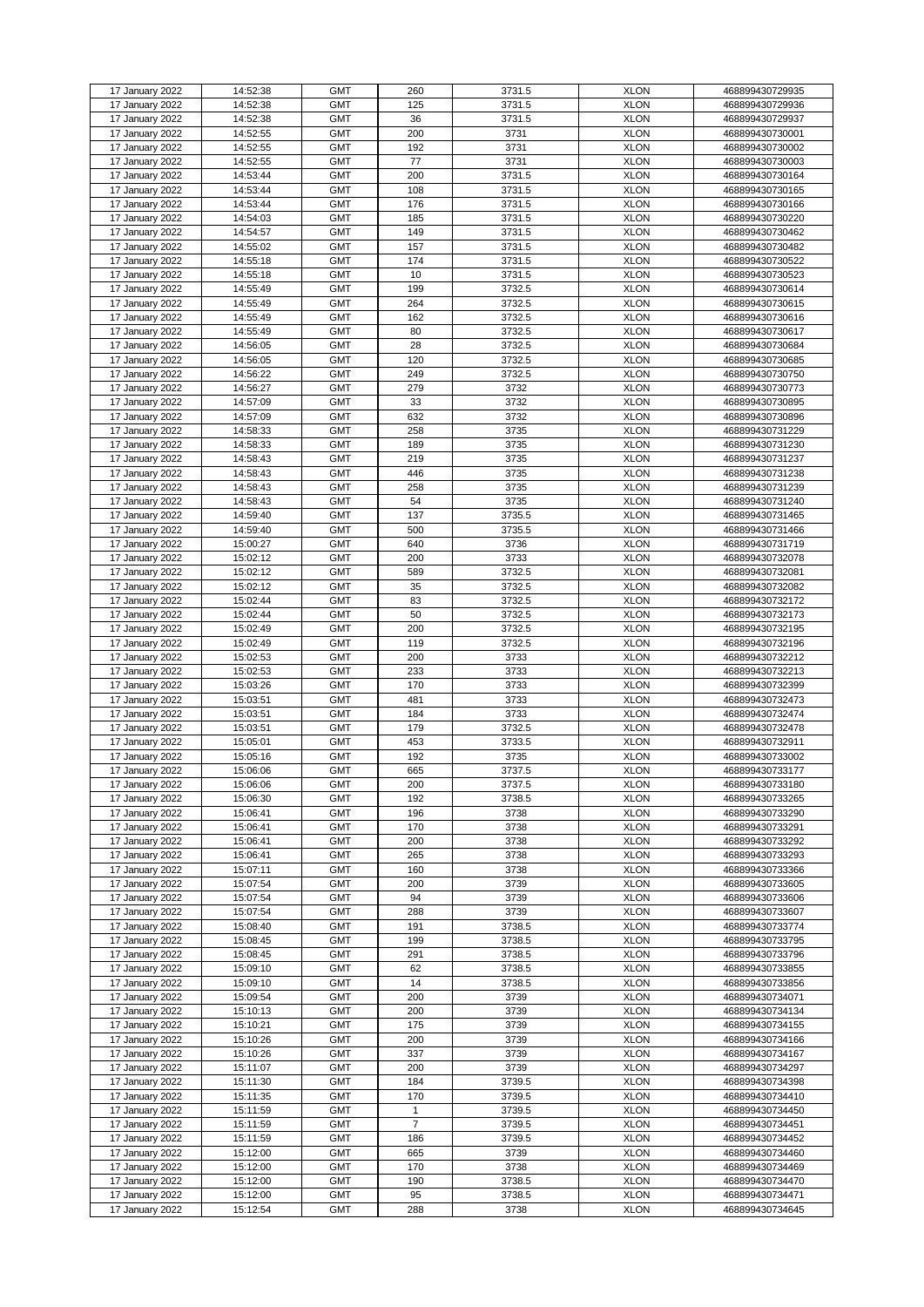| 17 January 2022 | 14:52:38 | GMT | 260 | 3731.5 | XLON | 468899430729935 |
|---|---|---|---|---|---|---|
| 17 January 2022 | 14:52:38 | GMT | 125 | 3731.5 | XLON | 468899430729936 |
| 17 January 2022 | 14:52:38 | GMT | 36 | 3731.5 | XLON | 468899430729937 |
| 17 January 2022 | 14:52:55 | GMT | 200 | 3731 | XLON | 468899430730001 |
| 17 January 2022 | 14:52:55 | GMT | 192 | 3731 | XLON | 468899430730002 |
| 17 January 2022 | 14:52:55 | GMT | 77 | 3731 | XLON | 468899430730003 |
| 17 January 2022 | 14:53:44 | GMT | 200 | 3731.5 | XLON | 468899430730164 |
| 17 January 2022 | 14:53:44 | GMT | 108 | 3731.5 | XLON | 468899430730165 |
| 17 January 2022 | 14:53:44 | GMT | 176 | 3731.5 | XLON | 468899430730166 |
| 17 January 2022 | 14:54:03 | GMT | 185 | 3731.5 | XLON | 468899430730220 |
| 17 January 2022 | 14:54:57 | GMT | 149 | 3731.5 | XLON | 468899430730462 |
| 17 January 2022 | 14:55:02 | GMT | 157 | 3731.5 | XLON | 468899430730482 |
| 17 January 2022 | 14:55:18 | GMT | 174 | 3731.5 | XLON | 468899430730522 |
| 17 January 2022 | 14:55:18 | GMT | 10 | 3731.5 | XLON | 468899430730523 |
| 17 January 2022 | 14:55:49 | GMT | 199 | 3732.5 | XLON | 468899430730614 |
| 17 January 2022 | 14:55:49 | GMT | 264 | 3732.5 | XLON | 468899430730615 |
| 17 January 2022 | 14:55:49 | GMT | 162 | 3732.5 | XLON | 468899430730616 |
| 17 January 2022 | 14:55:49 | GMT | 80 | 3732.5 | XLON | 468899430730617 |
| 17 January 2022 | 14:56:05 | GMT | 28 | 3732.5 | XLON | 468899430730684 |
| 17 January 2022 | 14:56:05 | GMT | 120 | 3732.5 | XLON | 468899430730685 |
| 17 January 2022 | 14:56:22 | GMT | 249 | 3732.5 | XLON | 468899430730750 |
| 17 January 2022 | 14:56:27 | GMT | 279 | 3732 | XLON | 468899430730773 |
| 17 January 2022 | 14:57:09 | GMT | 33 | 3732 | XLON | 468899430730895 |
| 17 January 2022 | 14:57:09 | GMT | 632 | 3732 | XLON | 468899430730896 |
| 17 January 2022 | 14:58:33 | GMT | 258 | 3735 | XLON | 468899430731229 |
| 17 January 2022 | 14:58:33 | GMT | 189 | 3735 | XLON | 468899430731230 |
| 17 January 2022 | 14:58:43 | GMT | 219 | 3735 | XLON | 468899430731237 |
| 17 January 2022 | 14:58:43 | GMT | 446 | 3735 | XLON | 468899430731238 |
| 17 January 2022 | 14:58:43 | GMT | 258 | 3735 | XLON | 468899430731239 |
| 17 January 2022 | 14:58:43 | GMT | 54 | 3735 | XLON | 468899430731240 |
| 17 January 2022 | 14:59:40 | GMT | 137 | 3735.5 | XLON | 468899430731465 |
| 17 January 2022 | 14:59:40 | GMT | 500 | 3735.5 | XLON | 468899430731466 |
| 17 January 2022 | 15:00:27 | GMT | 640 | 3736 | XLON | 468899430731719 |
| 17 January 2022 | 15:02:12 | GMT | 200 | 3733 | XLON | 468899430732078 |
| 17 January 2022 | 15:02:12 | GMT | 589 | 3732.5 | XLON | 468899430732081 |
| 17 January 2022 | 15:02:12 | GMT | 35 | 3732.5 | XLON | 468899430732082 |
| 17 January 2022 | 15:02:44 | GMT | 83 | 3732.5 | XLON | 468899430732172 |
| 17 January 2022 | 15:02:44 | GMT | 50 | 3732.5 | XLON | 468899430732173 |
| 17 January 2022 | 15:02:49 | GMT | 200 | 3732.5 | XLON | 468899430732195 |
| 17 January 2022 | 15:02:49 | GMT | 119 | 3732.5 | XLON | 468899430732196 |
| 17 January 2022 | 15:02:53 | GMT | 200 | 3733 | XLON | 468899430732212 |
| 17 January 2022 | 15:02:53 | GMT | 233 | 3733 | XLON | 468899430732213 |
| 17 January 2022 | 15:03:26 | GMT | 170 | 3733 | XLON | 468899430732399 |
| 17 January 2022 | 15:03:51 | GMT | 481 | 3733 | XLON | 468899430732473 |
| 17 January 2022 | 15:03:51 | GMT | 184 | 3733 | XLON | 468899430732474 |
| 17 January 2022 | 15:03:51 | GMT | 179 | 3732.5 | XLON | 468899430732478 |
| 17 January 2022 | 15:05:01 | GMT | 453 | 3733.5 | XLON | 468899430732911 |
| 17 January 2022 | 15:05:16 | GMT | 192 | 3735 | XLON | 468899430733002 |
| 17 January 2022 | 15:06:06 | GMT | 665 | 3737.5 | XLON | 468899430733177 |
| 17 January 2022 | 15:06:06 | GMT | 200 | 3737.5 | XLON | 468899430733180 |
| 17 January 2022 | 15:06:30 | GMT | 192 | 3738.5 | XLON | 468899430733265 |
| 17 January 2022 | 15:06:41 | GMT | 196 | 3738 | XLON | 468899430733290 |
| 17 January 2022 | 15:06:41 | GMT | 170 | 3738 | XLON | 468899430733291 |
| 17 January 2022 | 15:06:41 | GMT | 200 | 3738 | XLON | 468899430733292 |
| 17 January 2022 | 15:06:41 | GMT | 265 | 3738 | XLON | 468899430733293 |
| 17 January 2022 | 15:07:11 | GMT | 160 | 3738 | XLON | 468899430733366 |
| 17 January 2022 | 15:07:54 | GMT | 200 | 3739 | XLON | 468899430733605 |
| 17 January 2022 | 15:07:54 | GMT | 94 | 3739 | XLON | 468899430733606 |
| 17 January 2022 | 15:07:54 | GMT | 288 | 3739 | XLON | 468899430733607 |
| 17 January 2022 | 15:08:40 | GMT | 191 | 3738.5 | XLON | 468899430733774 |
| 17 January 2022 | 15:08:45 | GMT | 199 | 3738.5 | XLON | 468899430733795 |
| 17 January 2022 | 15:08:45 | GMT | 291 | 3738.5 | XLON | 468899430733796 |
| 17 January 2022 | 15:09:10 | GMT | 62 | 3738.5 | XLON | 468899430733855 |
| 17 January 2022 | 15:09:10 | GMT | 14 | 3738.5 | XLON | 468899430733856 |
| 17 January 2022 | 15:09:54 | GMT | 200 | 3739 | XLON | 468899430734071 |
| 17 January 2022 | 15:10:13 | GMT | 200 | 3739 | XLON | 468899430734134 |
| 17 January 2022 | 15:10:21 | GMT | 175 | 3739 | XLON | 468899430734155 |
| 17 January 2022 | 15:10:26 | GMT | 200 | 3739 | XLON | 468899430734166 |
| 17 January 2022 | 15:10:26 | GMT | 337 | 3739 | XLON | 468899430734167 |
| 17 January 2022 | 15:11:07 | GMT | 200 | 3739 | XLON | 468899430734297 |
| 17 January 2022 | 15:11:30 | GMT | 184 | 3739.5 | XLON | 468899430734398 |
| 17 January 2022 | 15:11:35 | GMT | 170 | 3739.5 | XLON | 468899430734410 |
| 17 January 2022 | 15:11:59 | GMT | 1 | 3739.5 | XLON | 468899430734450 |
| 17 January 2022 | 15:11:59 | GMT | 7 | 3739.5 | XLON | 468899430734451 |
| 17 January 2022 | 15:11:59 | GMT | 186 | 3739.5 | XLON | 468899430734452 |
| 17 January 2022 | 15:12:00 | GMT | 665 | 3739 | XLON | 468899430734460 |
| 17 January 2022 | 15:12:00 | GMT | 170 | 3738 | XLON | 468899430734469 |
| 17 January 2022 | 15:12:00 | GMT | 190 | 3738.5 | XLON | 468899430734470 |
| 17 January 2022 | 15:12:00 | GMT | 95 | 3738.5 | XLON | 468899430734471 |
| 17 January 2022 | 15:12:54 | GMT | 288 | 3738 | XLON | 468899430734645 |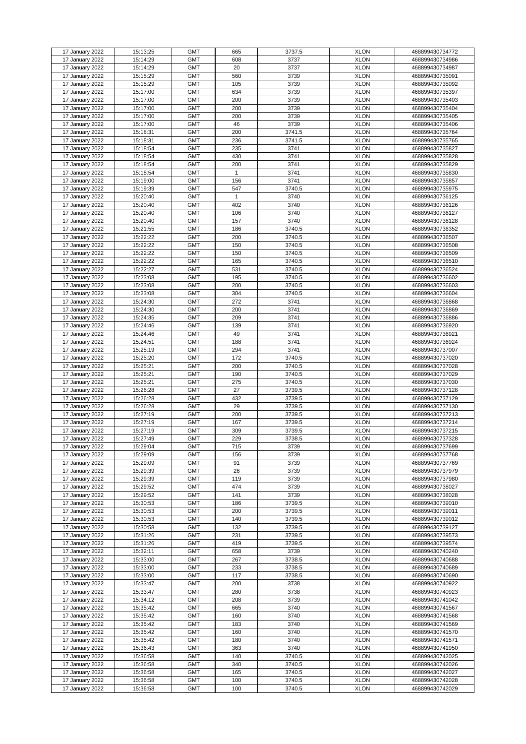| 17 January 2022 | 15:13:25 | GMT | 665 | 3737.5 | XLON | 468899430734772 |
|---|---|---|---|---|---|---|
| 17 January 2022 | 15:14:29 | GMT | 608 | 3737 | XLON | 468899430734986 |
| 17 January 2022 | 15:14:29 | GMT | 20 | 3737 | XLON | 468899430734987 |
| 17 January 2022 | 15:15:29 | GMT | 560 | 3739 | XLON | 468899430735091 |
| 17 January 2022 | 15:15:29 | GMT | 105 | 3739 | XLON | 468899430735092 |
| 17 January 2022 | 15:17:00 | GMT | 634 | 3739 | XLON | 468899430735397 |
| 17 January 2022 | 15:17:00 | GMT | 200 | 3739 | XLON | 468899430735403 |
| 17 January 2022 | 15:17:00 | GMT | 200 | 3739 | XLON | 468899430735404 |
| 17 January 2022 | 15:17:00 | GMT | 200 | 3739 | XLON | 468899430735405 |
| 17 January 2022 | 15:17:00 | GMT | 46 | 3739 | XLON | 468899430735406 |
| 17 January 2022 | 15:18:31 | GMT | 200 | 3741.5 | XLON | 468899430735764 |
| 17 January 2022 | 15:18:31 | GMT | 236 | 3741.5 | XLON | 468899430735765 |
| 17 January 2022 | 15:18:54 | GMT | 235 | 3741 | XLON | 468899430735827 |
| 17 January 2022 | 15:18:54 | GMT | 430 | 3741 | XLON | 468899430735828 |
| 17 January 2022 | 15:18:54 | GMT | 200 | 3741 | XLON | 468899430735829 |
| 17 January 2022 | 15:18:54 | GMT | 1 | 3741 | XLON | 468899430735830 |
| 17 January 2022 | 15:19:00 | GMT | 156 | 3741 | XLON | 468899430735857 |
| 17 January 2022 | 15:19:39 | GMT | 547 | 3740.5 | XLON | 468899430735975 |
| 17 January 2022 | 15:20:40 | GMT | 1 | 3740 | XLON | 468899430736125 |
| 17 January 2022 | 15:20:40 | GMT | 402 | 3740 | XLON | 468899430736126 |
| 17 January 2022 | 15:20:40 | GMT | 106 | 3740 | XLON | 468899430736127 |
| 17 January 2022 | 15:20:40 | GMT | 157 | 3740 | XLON | 468899430736128 |
| 17 January 2022 | 15:21:55 | GMT | 186 | 3740.5 | XLON | 468899430736352 |
| 17 January 2022 | 15:22:22 | GMT | 200 | 3740.5 | XLON | 468899430736507 |
| 17 January 2022 | 15:22:22 | GMT | 150 | 3740.5 | XLON | 468899430736508 |
| 17 January 2022 | 15:22:22 | GMT | 150 | 3740.5 | XLON | 468899430736509 |
| 17 January 2022 | 15:22:22 | GMT | 165 | 3740.5 | XLON | 468899430736510 |
| 17 January 2022 | 15:22:27 | GMT | 531 | 3740.5 | XLON | 468899430736524 |
| 17 January 2022 | 15:23:08 | GMT | 195 | 3740.5 | XLON | 468899430736602 |
| 17 January 2022 | 15:23:08 | GMT | 200 | 3740.5 | XLON | 468899430736603 |
| 17 January 2022 | 15:23:08 | GMT | 304 | 3740.5 | XLON | 468899430736604 |
| 17 January 2022 | 15:24:30 | GMT | 272 | 3741 | XLON | 468899430736868 |
| 17 January 2022 | 15:24:30 | GMT | 200 | 3741 | XLON | 468899430736869 |
| 17 January 2022 | 15:24:35 | GMT | 209 | 3741 | XLON | 468899430736886 |
| 17 January 2022 | 15:24:46 | GMT | 139 | 3741 | XLON | 468899430736920 |
| 17 January 2022 | 15:24:46 | GMT | 49 | 3741 | XLON | 468899430736921 |
| 17 January 2022 | 15:24:51 | GMT | 188 | 3741 | XLON | 468899430736924 |
| 17 January 2022 | 15:25:19 | GMT | 294 | 3741 | XLON | 468899430737007 |
| 17 January 2022 | 15:25:20 | GMT | 172 | 3740.5 | XLON | 468899430737020 |
| 17 January 2022 | 15:25:21 | GMT | 200 | 3740.5 | XLON | 468899430737028 |
| 17 January 2022 | 15:25:21 | GMT | 190 | 3740.5 | XLON | 468899430737029 |
| 17 January 2022 | 15:25:21 | GMT | 275 | 3740.5 | XLON | 468899430737030 |
| 17 January 2022 | 15:26:28 | GMT | 27 | 3739.5 | XLON | 468899430737128 |
| 17 January 2022 | 15:26:28 | GMT | 432 | 3739.5 | XLON | 468899430737129 |
| 17 January 2022 | 15:26:28 | GMT | 29 | 3739.5 | XLON | 468899430737130 |
| 17 January 2022 | 15:27:19 | GMT | 200 | 3739.5 | XLON | 468899430737213 |
| 17 January 2022 | 15:27:19 | GMT | 167 | 3739.5 | XLON | 468899430737214 |
| 17 January 2022 | 15:27:19 | GMT | 309 | 3739.5 | XLON | 468899430737215 |
| 17 January 2022 | 15:27:49 | GMT | 229 | 3738.5 | XLON | 468899430737328 |
| 17 January 2022 | 15:29:04 | GMT | 715 | 3739 | XLON | 468899430737699 |
| 17 January 2022 | 15:29:09 | GMT | 156 | 3739 | XLON | 468899430737768 |
| 17 January 2022 | 15:29:09 | GMT | 91 | 3739 | XLON | 468899430737769 |
| 17 January 2022 | 15:29:39 | GMT | 26 | 3739 | XLON | 468899430737979 |
| 17 January 2022 | 15:29:39 | GMT | 119 | 3739 | XLON | 468899430737980 |
| 17 January 2022 | 15:29:52 | GMT | 474 | 3739 | XLON | 468899430738027 |
| 17 January 2022 | 15:29:52 | GMT | 141 | 3739 | XLON | 468899430738028 |
| 17 January 2022 | 15:30:53 | GMT | 186 | 3739.5 | XLON | 468899430739010 |
| 17 January 2022 | 15:30:53 | GMT | 200 | 3739.5 | XLON | 468899430739011 |
| 17 January 2022 | 15:30:53 | GMT | 140 | 3739.5 | XLON | 468899430739012 |
| 17 January 2022 | 15:30:58 | GMT | 132 | 3739.5 | XLON | 468899430739127 |
| 17 January 2022 | 15:31:26 | GMT | 231 | 3739.5 | XLON | 468899430739573 |
| 17 January 2022 | 15:31:26 | GMT | 419 | 3739.5 | XLON | 468899430739574 |
| 17 January 2022 | 15:32:11 | GMT | 658 | 3739 | XLON | 468899430740240 |
| 17 January 2022 | 15:33:00 | GMT | 267 | 3738.5 | XLON | 468899430740688 |
| 17 January 2022 | 15:33:00 | GMT | 233 | 3738.5 | XLON | 468899430740689 |
| 17 January 2022 | 15:33:00 | GMT | 117 | 3738.5 | XLON | 468899430740690 |
| 17 January 2022 | 15:33:47 | GMT | 200 | 3738 | XLON | 468899430740922 |
| 17 January 2022 | 15:33:47 | GMT | 280 | 3738 | XLON | 468899430740923 |
| 17 January 2022 | 15:34:12 | GMT | 208 | 3739 | XLON | 468899430741042 |
| 17 January 2022 | 15:35:42 | GMT | 665 | 3740 | XLON | 468899430741567 |
| 17 January 2022 | 15:35:42 | GMT | 160 | 3740 | XLON | 468899430741568 |
| 17 January 2022 | 15:35:42 | GMT | 183 | 3740 | XLON | 468899430741569 |
| 17 January 2022 | 15:35:42 | GMT | 160 | 3740 | XLON | 468899430741570 |
| 17 January 2022 | 15:35:42 | GMT | 180 | 3740 | XLON | 468899430741571 |
| 17 January 2022 | 15:36:43 | GMT | 363 | 3740 | XLON | 468899430741950 |
| 17 January 2022 | 15:36:58 | GMT | 140 | 3740.5 | XLON | 468899430742025 |
| 17 January 2022 | 15:36:58 | GMT | 340 | 3740.5 | XLON | 468899430742026 |
| 17 January 2022 | 15:36:58 | GMT | 165 | 3740.5 | XLON | 468899430742027 |
| 17 January 2022 | 15:36:58 | GMT | 100 | 3740.5 | XLON | 468899430742028 |
| 17 January 2022 | 15:36:58 | GMT | 100 | 3740.5 | XLON | 468899430742029 |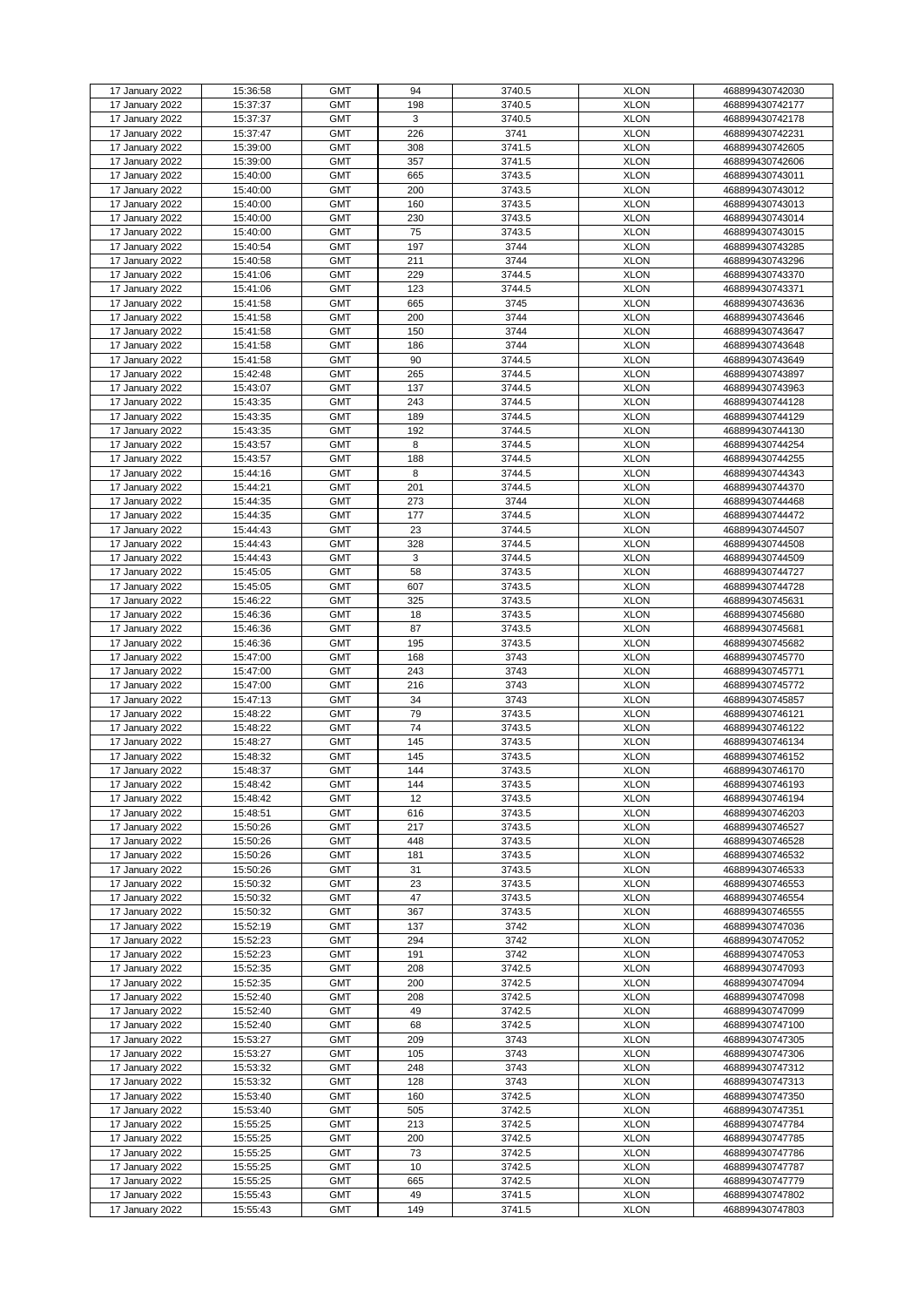| 17 January 2022 | 15:36:58 | GMT | 94 | 3740.5 | XLON | 468899430742030 |
|---|---|---|---|---|---|---|
| 17 January 2022 | 15:37:37 | GMT | 198 | 3740.5 | XLON | 468899430742177 |
| 17 January 2022 | 15:37:37 | GMT | 3 | 3740.5 | XLON | 468899430742178 |
| 17 January 2022 | 15:37:47 | GMT | 226 | 3741 | XLON | 468899430742231 |
| 17 January 2022 | 15:39:00 | GMT | 308 | 3741.5 | XLON | 468899430742605 |
| 17 January 2022 | 15:39:00 | GMT | 357 | 3741.5 | XLON | 468899430742606 |
| 17 January 2022 | 15:40:00 | GMT | 665 | 3743.5 | XLON | 468899430743011 |
| 17 January 2022 | 15:40:00 | GMT | 200 | 3743.5 | XLON | 468899430743012 |
| 17 January 2022 | 15:40:00 | GMT | 160 | 3743.5 | XLON | 468899430743013 |
| 17 January 2022 | 15:40:00 | GMT | 230 | 3743.5 | XLON | 468899430743014 |
| 17 January 2022 | 15:40:00 | GMT | 75 | 3743.5 | XLON | 468899430743015 |
| 17 January 2022 | 15:40:54 | GMT | 197 | 3744 | XLON | 468899430743285 |
| 17 January 2022 | 15:40:58 | GMT | 211 | 3744 | XLON | 468899430743296 |
| 17 January 2022 | 15:41:06 | GMT | 229 | 3744.5 | XLON | 468899430743370 |
| 17 January 2022 | 15:41:06 | GMT | 123 | 3744.5 | XLON | 468899430743371 |
| 17 January 2022 | 15:41:58 | GMT | 665 | 3745 | XLON | 468899430743636 |
| 17 January 2022 | 15:41:58 | GMT | 200 | 3744 | XLON | 468899430743646 |
| 17 January 2022 | 15:41:58 | GMT | 150 | 3744 | XLON | 468899430743647 |
| 17 January 2022 | 15:41:58 | GMT | 186 | 3744 | XLON | 468899430743648 |
| 17 January 2022 | 15:41:58 | GMT | 90 | 3744.5 | XLON | 468899430743649 |
| 17 January 2022 | 15:42:48 | GMT | 265 | 3744.5 | XLON | 468899430743897 |
| 17 January 2022 | 15:43:07 | GMT | 137 | 3744.5 | XLON | 468899430743963 |
| 17 January 2022 | 15:43:35 | GMT | 243 | 3744.5 | XLON | 468899430744128 |
| 17 January 2022 | 15:43:35 | GMT | 189 | 3744.5 | XLON | 468899430744129 |
| 17 January 2022 | 15:43:35 | GMT | 192 | 3744.5 | XLON | 468899430744130 |
| 17 January 2022 | 15:43:57 | GMT | 8 | 3744.5 | XLON | 468899430744254 |
| 17 January 2022 | 15:43:57 | GMT | 188 | 3744.5 | XLON | 468899430744255 |
| 17 January 2022 | 15:44:16 | GMT | 8 | 3744.5 | XLON | 468899430744343 |
| 17 January 2022 | 15:44:21 | GMT | 201 | 3744.5 | XLON | 468899430744370 |
| 17 January 2022 | 15:44:35 | GMT | 273 | 3744 | XLON | 468899430744468 |
| 17 January 2022 | 15:44:35 | GMT | 177 | 3744.5 | XLON | 468899430744472 |
| 17 January 2022 | 15:44:43 | GMT | 23 | 3744.5 | XLON | 468899430744507 |
| 17 January 2022 | 15:44:43 | GMT | 328 | 3744.5 | XLON | 468899430744508 |
| 17 January 2022 | 15:44:43 | GMT | 3 | 3744.5 | XLON | 468899430744509 |
| 17 January 2022 | 15:45:05 | GMT | 58 | 3743.5 | XLON | 468899430744727 |
| 17 January 2022 | 15:45:05 | GMT | 607 | 3743.5 | XLON | 468899430744728 |
| 17 January 2022 | 15:46:22 | GMT | 325 | 3743.5 | XLON | 468899430745631 |
| 17 January 2022 | 15:46:36 | GMT | 18 | 3743.5 | XLON | 468899430745680 |
| 17 January 2022 | 15:46:36 | GMT | 87 | 3743.5 | XLON | 468899430745681 |
| 17 January 2022 | 15:46:36 | GMT | 195 | 3743.5 | XLON | 468899430745682 |
| 17 January 2022 | 15:47:00 | GMT | 168 | 3743 | XLON | 468899430745770 |
| 17 January 2022 | 15:47:00 | GMT | 243 | 3743 | XLON | 468899430745771 |
| 17 January 2022 | 15:47:00 | GMT | 216 | 3743 | XLON | 468899430745772 |
| 17 January 2022 | 15:47:13 | GMT | 34 | 3743 | XLON | 468899430745857 |
| 17 January 2022 | 15:48:22 | GMT | 79 | 3743.5 | XLON | 468899430746121 |
| 17 January 2022 | 15:48:22 | GMT | 74 | 3743.5 | XLON | 468899430746122 |
| 17 January 2022 | 15:48:27 | GMT | 145 | 3743.5 | XLON | 468899430746134 |
| 17 January 2022 | 15:48:32 | GMT | 145 | 3743.5 | XLON | 468899430746152 |
| 17 January 2022 | 15:48:37 | GMT | 144 | 3743.5 | XLON | 468899430746170 |
| 17 January 2022 | 15:48:42 | GMT | 144 | 3743.5 | XLON | 468899430746193 |
| 17 January 2022 | 15:48:42 | GMT | 12 | 3743.5 | XLON | 468899430746194 |
| 17 January 2022 | 15:48:51 | GMT | 616 | 3743.5 | XLON | 468899430746203 |
| 17 January 2022 | 15:50:26 | GMT | 217 | 3743.5 | XLON | 468899430746527 |
| 17 January 2022 | 15:50:26 | GMT | 448 | 3743.5 | XLON | 468899430746528 |
| 17 January 2022 | 15:50:26 | GMT | 181 | 3743.5 | XLON | 468899430746532 |
| 17 January 2022 | 15:50:26 | GMT | 31 | 3743.5 | XLON | 468899430746533 |
| 17 January 2022 | 15:50:32 | GMT | 23 | 3743.5 | XLON | 468899430746553 |
| 17 January 2022 | 15:50:32 | GMT | 47 | 3743.5 | XLON | 468899430746554 |
| 17 January 2022 | 15:50:32 | GMT | 367 | 3743.5 | XLON | 468899430746555 |
| 17 January 2022 | 15:52:19 | GMT | 137 | 3742 | XLON | 468899430747036 |
| 17 January 2022 | 15:52:23 | GMT | 294 | 3742 | XLON | 468899430747052 |
| 17 January 2022 | 15:52:23 | GMT | 191 | 3742 | XLON | 468899430747053 |
| 17 January 2022 | 15:52:35 | GMT | 208 | 3742.5 | XLON | 468899430747093 |
| 17 January 2022 | 15:52:35 | GMT | 200 | 3742.5 | XLON | 468899430747094 |
| 17 January 2022 | 15:52:40 | GMT | 208 | 3742.5 | XLON | 468899430747098 |
| 17 January 2022 | 15:52:40 | GMT | 49 | 3742.5 | XLON | 468899430747099 |
| 17 January 2022 | 15:52:40 | GMT | 68 | 3742.5 | XLON | 468899430747100 |
| 17 January 2022 | 15:53:27 | GMT | 209 | 3743 | XLON | 468899430747305 |
| 17 January 2022 | 15:53:27 | GMT | 105 | 3743 | XLON | 468899430747306 |
| 17 January 2022 | 15:53:32 | GMT | 248 | 3743 | XLON | 468899430747312 |
| 17 January 2022 | 15:53:32 | GMT | 128 | 3743 | XLON | 468899430747313 |
| 17 January 2022 | 15:53:40 | GMT | 160 | 3742.5 | XLON | 468899430747350 |
| 17 January 2022 | 15:53:40 | GMT | 505 | 3742.5 | XLON | 468899430747351 |
| 17 January 2022 | 15:55:25 | GMT | 213 | 3742.5 | XLON | 468899430747784 |
| 17 January 2022 | 15:55:25 | GMT | 200 | 3742.5 | XLON | 468899430747785 |
| 17 January 2022 | 15:55:25 | GMT | 73 | 3742.5 | XLON | 468899430747786 |
| 17 January 2022 | 15:55:25 | GMT | 10 | 3742.5 | XLON | 468899430747787 |
| 17 January 2022 | 15:55:25 | GMT | 665 | 3742.5 | XLON | 468899430747779 |
| 17 January 2022 | 15:55:43 | GMT | 49 | 3741.5 | XLON | 468899430747802 |
| 17 January 2022 | 15:55:43 | GMT | 149 | 3741.5 | XLON | 468899430747803 |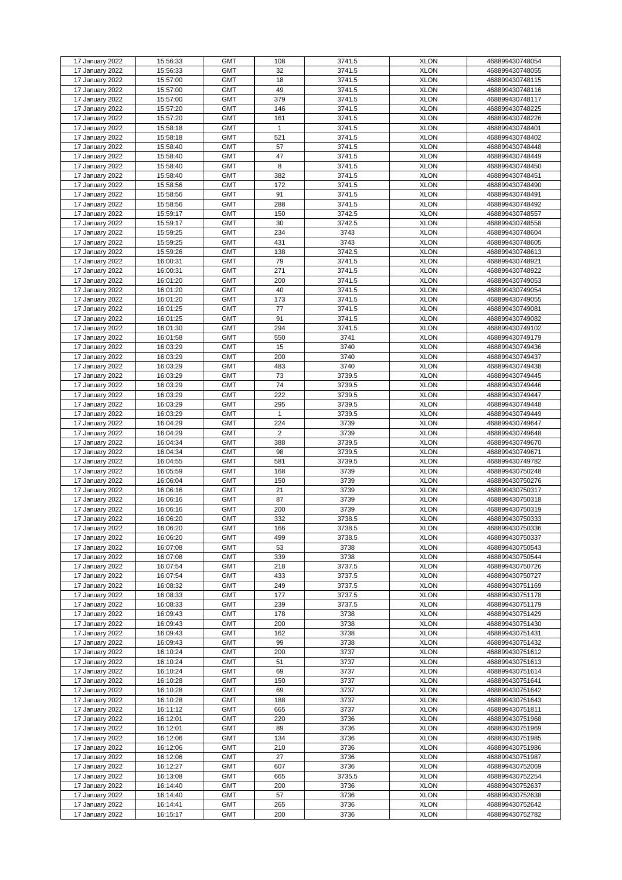| 17 January 2022 | 15:56:33 | GMT | 108 | 3741.5 | XLON | 468899430748054 |
|---|---|---|---|---|---|---|
| 17 January 2022 | 15:56:33 | GMT | 32 | 3741.5 | XLON | 468899430748055 |
| 17 January 2022 | 15:57:00 | GMT | 18 | 3741.5 | XLON | 468899430748115 |
| 17 January 2022 | 15:57:00 | GMT | 49 | 3741.5 | XLON | 468899430748116 |
| 17 January 2022 | 15:57:00 | GMT | 379 | 3741.5 | XLON | 468899430748117 |
| 17 January 2022 | 15:57:20 | GMT | 146 | 3741.5 | XLON | 468899430748225 |
| 17 January 2022 | 15:57:20 | GMT | 161 | 3741.5 | XLON | 468899430748226 |
| 17 January 2022 | 15:58:18 | GMT | 1 | 3741.5 | XLON | 468899430748401 |
| 17 January 2022 | 15:58:18 | GMT | 521 | 3741.5 | XLON | 468899430748402 |
| 17 January 2022 | 15:58:40 | GMT | 57 | 3741.5 | XLON | 468899430748448 |
| 17 January 2022 | 15:58:40 | GMT | 47 | 3741.5 | XLON | 468899430748449 |
| 17 January 2022 | 15:58:40 | GMT | 8 | 3741.5 | XLON | 468899430748450 |
| 17 January 2022 | 15:58:40 | GMT | 382 | 3741.5 | XLON | 468899430748451 |
| 17 January 2022 | 15:58:56 | GMT | 172 | 3741.5 | XLON | 468899430748490 |
| 17 January 2022 | 15:58:56 | GMT | 91 | 3741.5 | XLON | 468899430748491 |
| 17 January 2022 | 15:58:56 | GMT | 288 | 3741.5 | XLON | 468899430748492 |
| 17 January 2022 | 15:59:17 | GMT | 150 | 3742.5 | XLON | 468899430748557 |
| 17 January 2022 | 15:59:17 | GMT | 30 | 3742.5 | XLON | 468899430748558 |
| 17 January 2022 | 15:59:25 | GMT | 234 | 3743 | XLON | 468899430748604 |
| 17 January 2022 | 15:59:25 | GMT | 431 | 3743 | XLON | 468899430748605 |
| 17 January 2022 | 15:59:26 | GMT | 138 | 3742.5 | XLON | 468899430748613 |
| 17 January 2022 | 16:00:31 | GMT | 79 | 3741.5 | XLON | 468899430748921 |
| 17 January 2022 | 16:00:31 | GMT | 271 | 3741.5 | XLON | 468899430748922 |
| 17 January 2022 | 16:01:20 | GMT | 200 | 3741.5 | XLON | 468899430749053 |
| 17 January 2022 | 16:01:20 | GMT | 40 | 3741.5 | XLON | 468899430749054 |
| 17 January 2022 | 16:01:20 | GMT | 173 | 3741.5 | XLON | 468899430749055 |
| 17 January 2022 | 16:01:25 | GMT | 77 | 3741.5 | XLON | 468899430749081 |
| 17 January 2022 | 16:01:25 | GMT | 91 | 3741.5 | XLON | 468899430749082 |
| 17 January 2022 | 16:01:30 | GMT | 294 | 3741.5 | XLON | 468899430749102 |
| 17 January 2022 | 16:01:58 | GMT | 550 | 3741 | XLON | 468899430749179 |
| 17 January 2022 | 16:03:29 | GMT | 15 | 3740 | XLON | 468899430749436 |
| 17 January 2022 | 16:03:29 | GMT | 200 | 3740 | XLON | 468899430749437 |
| 17 January 2022 | 16:03:29 | GMT | 483 | 3740 | XLON | 468899430749438 |
| 17 January 2022 | 16:03:29 | GMT | 73 | 3739.5 | XLON | 468899430749445 |
| 17 January 2022 | 16:03:29 | GMT | 74 | 3739.5 | XLON | 468899430749446 |
| 17 January 2022 | 16:03:29 | GMT | 222 | 3739.5 | XLON | 468899430749447 |
| 17 January 2022 | 16:03:29 | GMT | 295 | 3739.5 | XLON | 468899430749448 |
| 17 January 2022 | 16:03:29 | GMT | 1 | 3739.5 | XLON | 468899430749449 |
| 17 January 2022 | 16:04:29 | GMT | 224 | 3739 | XLON | 468899430749647 |
| 17 January 2022 | 16:04:29 | GMT | 2 | 3739 | XLON | 468899430749648 |
| 17 January 2022 | 16:04:34 | GMT | 388 | 3739.5 | XLON | 468899430749670 |
| 17 January 2022 | 16:04:34 | GMT | 98 | 3739.5 | XLON | 468899430749671 |
| 17 January 2022 | 16:04:55 | GMT | 581 | 3739.5 | XLON | 468899430749782 |
| 17 January 2022 | 16:05:59 | GMT | 168 | 3739 | XLON | 468899430750248 |
| 17 January 2022 | 16:06:04 | GMT | 150 | 3739 | XLON | 468899430750276 |
| 17 January 2022 | 16:06:16 | GMT | 21 | 3739 | XLON | 468899430750317 |
| 17 January 2022 | 16:06:16 | GMT | 87 | 3739 | XLON | 468899430750318 |
| 17 January 2022 | 16:06:16 | GMT | 200 | 3739 | XLON | 468899430750319 |
| 17 January 2022 | 16:06:20 | GMT | 332 | 3738.5 | XLON | 468899430750333 |
| 17 January 2022 | 16:06:20 | GMT | 166 | 3738.5 | XLON | 468899430750336 |
| 17 January 2022 | 16:06:20 | GMT | 499 | 3738.5 | XLON | 468899430750337 |
| 17 January 2022 | 16:07:08 | GMT | 53 | 3738 | XLON | 468899430750543 |
| 17 January 2022 | 16:07:08 | GMT | 339 | 3738 | XLON | 468899430750544 |
| 17 January 2022 | 16:07:54 | GMT | 218 | 3737.5 | XLON | 468899430750726 |
| 17 January 2022 | 16:07:54 | GMT | 433 | 3737.5 | XLON | 468899430750727 |
| 17 January 2022 | 16:08:32 | GMT | 249 | 3737.5 | XLON | 468899430751169 |
| 17 January 2022 | 16:08:33 | GMT | 177 | 3737.5 | XLON | 468899430751178 |
| 17 January 2022 | 16:08:33 | GMT | 239 | 3737.5 | XLON | 468899430751179 |
| 17 January 2022 | 16:09:43 | GMT | 178 | 3738 | XLON | 468899430751429 |
| 17 January 2022 | 16:09:43 | GMT | 200 | 3738 | XLON | 468899430751430 |
| 17 January 2022 | 16:09:43 | GMT | 162 | 3738 | XLON | 468899430751431 |
| 17 January 2022 | 16:09:43 | GMT | 99 | 3738 | XLON | 468899430751432 |
| 17 January 2022 | 16:10:24 | GMT | 200 | 3737 | XLON | 468899430751612 |
| 17 January 2022 | 16:10:24 | GMT | 51 | 3737 | XLON | 468899430751613 |
| 17 January 2022 | 16:10:24 | GMT | 69 | 3737 | XLON | 468899430751614 |
| 17 January 2022 | 16:10:28 | GMT | 150 | 3737 | XLON | 468899430751641 |
| 17 January 2022 | 16:10:28 | GMT | 69 | 3737 | XLON | 468899430751642 |
| 17 January 2022 | 16:10:28 | GMT | 188 | 3737 | XLON | 468899430751643 |
| 17 January 2022 | 16:11:12 | GMT | 665 | 3737 | XLON | 468899430751811 |
| 17 January 2022 | 16:12:01 | GMT | 220 | 3736 | XLON | 468899430751968 |
| 17 January 2022 | 16:12:01 | GMT | 89 | 3736 | XLON | 468899430751969 |
| 17 January 2022 | 16:12:06 | GMT | 134 | 3736 | XLON | 468899430751985 |
| 17 January 2022 | 16:12:06 | GMT | 210 | 3736 | XLON | 468899430751986 |
| 17 January 2022 | 16:12:06 | GMT | 27 | 3736 | XLON | 468899430751987 |
| 17 January 2022 | 16:12:27 | GMT | 607 | 3736 | XLON | 468899430752069 |
| 17 January 2022 | 16:13:08 | GMT | 665 | 3735.5 | XLON | 468899430752254 |
| 17 January 2022 | 16:14:40 | GMT | 200 | 3736 | XLON | 468899430752637 |
| 17 January 2022 | 16:14:40 | GMT | 57 | 3736 | XLON | 468899430752638 |
| 17 January 2022 | 16:14:41 | GMT | 265 | 3736 | XLON | 468899430752642 |
| 17 January 2022 | 16:15:17 | GMT | 200 | 3736 | XLON | 468899430752782 |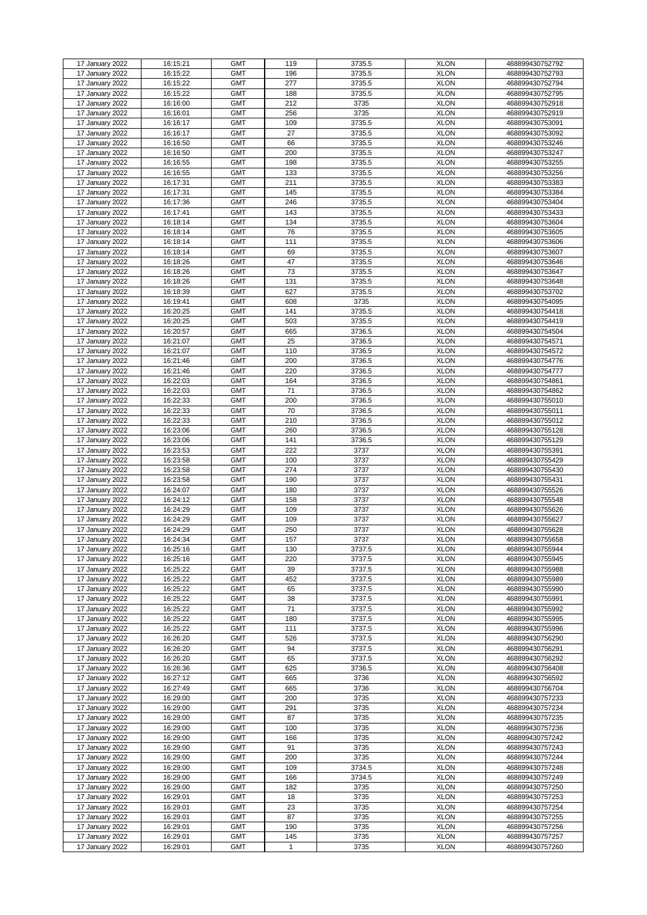| 17 January 2022 | 16:15:21 | GMT | 119 | 3735.5 | XLON | 468899430752792 |
|---|---|---|---|---|---|---|
| 17 January 2022 | 16:15:22 | GMT | 196 | 3735.5 | XLON | 468899430752793 |
| 17 January 2022 | 16:15:22 | GMT | 277 | 3735.5 | XLON | 468899430752794 |
| 17 January 2022 | 16:15:22 | GMT | 188 | 3735.5 | XLON | 468899430752795 |
| 17 January 2022 | 16:16:00 | GMT | 212 | 3735 | XLON | 468899430752918 |
| 17 January 2022 | 16:16:01 | GMT | 256 | 3735 | XLON | 468899430752919 |
| 17 January 2022 | 16:16:17 | GMT | 109 | 3735.5 | XLON | 468899430753091 |
| 17 January 2022 | 16:16:17 | GMT | 27 | 3735.5 | XLON | 468899430753092 |
| 17 January 2022 | 16:16:50 | GMT | 66 | 3735.5 | XLON | 468899430753246 |
| 17 January 2022 | 16:16:50 | GMT | 200 | 3735.5 | XLON | 468899430753247 |
| 17 January 2022 | 16:16:55 | GMT | 198 | 3735.5 | XLON | 468899430753255 |
| 17 January 2022 | 16:16:55 | GMT | 133 | 3735.5 | XLON | 468899430753256 |
| 17 January 2022 | 16:17:31 | GMT | 211 | 3735.5 | XLON | 468899430753383 |
| 17 January 2022 | 16:17:31 | GMT | 145 | 3735.5 | XLON | 468899430753384 |
| 17 January 2022 | 16:17:36 | GMT | 246 | 3735.5 | XLON | 468899430753404 |
| 17 January 2022 | 16:17:41 | GMT | 143 | 3735.5 | XLON | 468899430753433 |
| 17 January 2022 | 16:18:14 | GMT | 134 | 3735.5 | XLON | 468899430753604 |
| 17 January 2022 | 16:18:14 | GMT | 76 | 3735.5 | XLON | 468899430753605 |
| 17 January 2022 | 16:18:14 | GMT | 111 | 3735.5 | XLON | 468899430753606 |
| 17 January 2022 | 16:18:14 | GMT | 69 | 3735.5 | XLON | 468899430753607 |
| 17 January 2022 | 16:18:26 | GMT | 47 | 3735.5 | XLON | 468899430753646 |
| 17 January 2022 | 16:18:26 | GMT | 73 | 3735.5 | XLON | 468899430753647 |
| 17 January 2022 | 16:18:26 | GMT | 131 | 3735.5 | XLON | 468899430753648 |
| 17 January 2022 | 16:18:39 | GMT | 627 | 3735.5 | XLON | 468899430753702 |
| 17 January 2022 | 16:19:41 | GMT | 608 | 3735 | XLON | 468899430754095 |
| 17 January 2022 | 16:20:25 | GMT | 141 | 3735.5 | XLON | 468899430754418 |
| 17 January 2022 | 16:20:25 | GMT | 503 | 3735.5 | XLON | 468899430754419 |
| 17 January 2022 | 16:20:57 | GMT | 665 | 3736.5 | XLON | 468899430754504 |
| 17 January 2022 | 16:21:07 | GMT | 25 | 3736.5 | XLON | 468899430754571 |
| 17 January 2022 | 16:21:07 | GMT | 110 | 3736.5 | XLON | 468899430754572 |
| 17 January 2022 | 16:21:46 | GMT | 200 | 3736.5 | XLON | 468899430754776 |
| 17 January 2022 | 16:21:46 | GMT | 220 | 3736.5 | XLON | 468899430754777 |
| 17 January 2022 | 16:22:03 | GMT | 164 | 3736.5 | XLON | 468899430754861 |
| 17 January 2022 | 16:22:03 | GMT | 71 | 3736.5 | XLON | 468899430754862 |
| 17 January 2022 | 16:22:33 | GMT | 200 | 3736.5 | XLON | 468899430755010 |
| 17 January 2022 | 16:22:33 | GMT | 70 | 3736.5 | XLON | 468899430755011 |
| 17 January 2022 | 16:22:33 | GMT | 210 | 3736.5 | XLON | 468899430755012 |
| 17 January 2022 | 16:23:06 | GMT | 260 | 3736.5 | XLON | 468899430755128 |
| 17 January 2022 | 16:23:06 | GMT | 141 | 3736.5 | XLON | 468899430755129 |
| 17 January 2022 | 16:23:53 | GMT | 222 | 3737 | XLON | 468899430755391 |
| 17 January 2022 | 16:23:58 | GMT | 100 | 3737 | XLON | 468899430755429 |
| 17 January 2022 | 16:23:58 | GMT | 274 | 3737 | XLON | 468899430755430 |
| 17 January 2022 | 16:23:58 | GMT | 190 | 3737 | XLON | 468899430755431 |
| 17 January 2022 | 16:24:07 | GMT | 180 | 3737 | XLON | 468899430755526 |
| 17 January 2022 | 16:24:12 | GMT | 158 | 3737 | XLON | 468899430755548 |
| 17 January 2022 | 16:24:29 | GMT | 109 | 3737 | XLON | 468899430755626 |
| 17 January 2022 | 16:24:29 | GMT | 109 | 3737 | XLON | 468899430755627 |
| 17 January 2022 | 16:24:29 | GMT | 250 | 3737 | XLON | 468899430755628 |
| 17 January 2022 | 16:24:34 | GMT | 157 | 3737 | XLON | 468899430755658 |
| 17 January 2022 | 16:25:16 | GMT | 130 | 3737.5 | XLON | 468899430755944 |
| 17 January 2022 | 16:25:16 | GMT | 220 | 3737.5 | XLON | 468899430755945 |
| 17 January 2022 | 16:25:22 | GMT | 39 | 3737.5 | XLON | 468899430755988 |
| 17 January 2022 | 16:25:22 | GMT | 452 | 3737.5 | XLON | 468899430755989 |
| 17 January 2022 | 16:25:22 | GMT | 65 | 3737.5 | XLON | 468899430755990 |
| 17 January 2022 | 16:25:22 | GMT | 38 | 3737.5 | XLON | 468899430755991 |
| 17 January 2022 | 16:25:22 | GMT | 71 | 3737.5 | XLON | 468899430755992 |
| 17 January 2022 | 16:25:22 | GMT | 180 | 3737.5 | XLON | 468899430755995 |
| 17 January 2022 | 16:25:22 | GMT | 111 | 3737.5 | XLON | 468899430755996 |
| 17 January 2022 | 16:26:20 | GMT | 526 | 3737.5 | XLON | 468899430756290 |
| 17 January 2022 | 16:26:20 | GMT | 94 | 3737.5 | XLON | 468899430756291 |
| 17 January 2022 | 16:26:20 | GMT | 65 | 3737.5 | XLON | 468899430756292 |
| 17 January 2022 | 16:26:36 | GMT | 625 | 3736.5 | XLON | 468899430756408 |
| 17 January 2022 | 16:27:12 | GMT | 665 | 3736 | XLON | 468899430756592 |
| 17 January 2022 | 16:27:49 | GMT | 665 | 3736 | XLON | 468899430756704 |
| 17 January 2022 | 16:29:00 | GMT | 200 | 3735 | XLON | 468899430757233 |
| 17 January 2022 | 16:29:00 | GMT | 291 | 3735 | XLON | 468899430757234 |
| 17 January 2022 | 16:29:00 | GMT | 87 | 3735 | XLON | 468899430757235 |
| 17 January 2022 | 16:29:00 | GMT | 100 | 3735 | XLON | 468899430757236 |
| 17 January 2022 | 16:29:00 | GMT | 166 | 3735 | XLON | 468899430757242 |
| 17 January 2022 | 16:29:00 | GMT | 91 | 3735 | XLON | 468899430757243 |
| 17 January 2022 | 16:29:00 | GMT | 200 | 3735 | XLON | 468899430757244 |
| 17 January 2022 | 16:29:00 | GMT | 109 | 3734.5 | XLON | 468899430757248 |
| 17 January 2022 | 16:29:00 | GMT | 166 | 3734.5 | XLON | 468899430757249 |
| 17 January 2022 | 16:29:00 | GMT | 182 | 3735 | XLON | 468899430757250 |
| 17 January 2022 | 16:29:01 | GMT | 18 | 3735 | XLON | 468899430757253 |
| 17 January 2022 | 16:29:01 | GMT | 23 | 3735 | XLON | 468899430757254 |
| 17 January 2022 | 16:29:01 | GMT | 87 | 3735 | XLON | 468899430757255 |
| 17 January 2022 | 16:29:01 | GMT | 190 | 3735 | XLON | 468899430757256 |
| 17 January 2022 | 16:29:01 | GMT | 145 | 3735 | XLON | 468899430757257 |
| 17 January 2022 | 16:29:01 | GMT | 1 | 3735 | XLON | 468899430757260 |